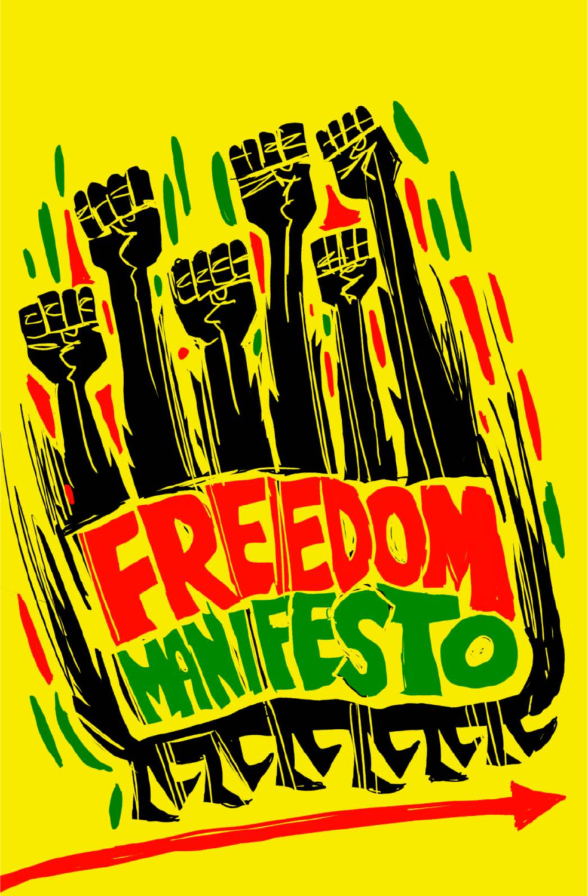# FREEDOM MANIFESTO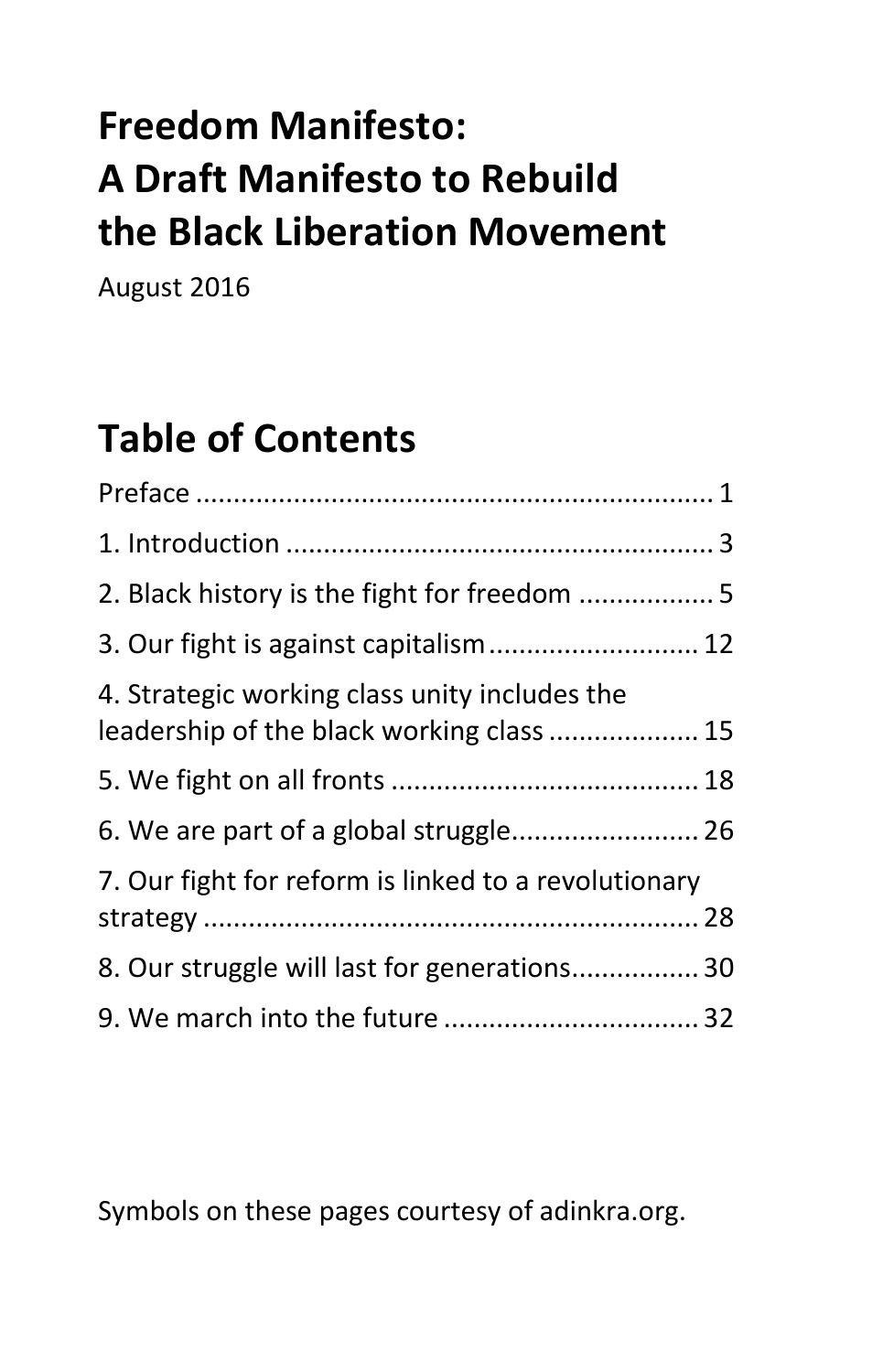# Freedom Manifesto: A Draft Manifesto to Rebuild the Black Liberation Movement

August 2016

## Table of Contents

Preface ..................................................................... 1

1. Introduction ......................................................... 3

2. Black history is the fight for freedom .................. 5

3. Our fight is against capitalism ............................ 12

4. Strategic working class unity includes the leadership of the black working class .................... 15

5. We fight on all fronts ......................................... 18

6. We are part of a global struggle ......................... 26

7. Our fight for reform is linked to a revolutionary strategy ................................................................... 28

8. Our struggle will last for generations ................. 30

9. We march into the future .................................. 32

Symbols on these pages courtesy of adinkra.org.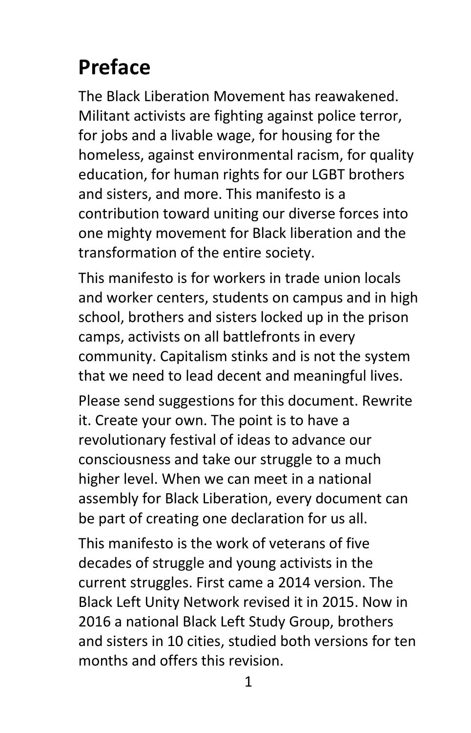# Preface

The Black Liberation Movement has reawakened. Militant activists are fighting against police terror, for jobs and a livable wage, for housing for the homeless, against environmental racism, for quality education, for human rights for our LGBT brothers and sisters, and more. This manifesto is a contribution toward uniting our diverse forces into one mighty movement for Black liberation and the transformation of the entire society.

This manifesto is for workers in trade union locals and worker centers, students on campus and in high school, brothers and sisters locked up in the prison camps, activists on all battlefronts in every community. Capitalism stinks and is not the system that we need to lead decent and meaningful lives.

Please send suggestions for this document. Rewrite it. Create your own. The point is to have a revolutionary festival of ideas to advance our consciousness and take our struggle to a much higher level. When we can meet in a national assembly for Black Liberation, every document can be part of creating one declaration for us all.

This manifesto is the work of veterans of five decades of struggle and young activists in the current struggles. First came a 2014 version. The Black Left Unity Network revised it in 2015. Now in 2016 a national Black Left Study Group, brothers and sisters in 10 cities, studied both versions for ten months and offers this revision.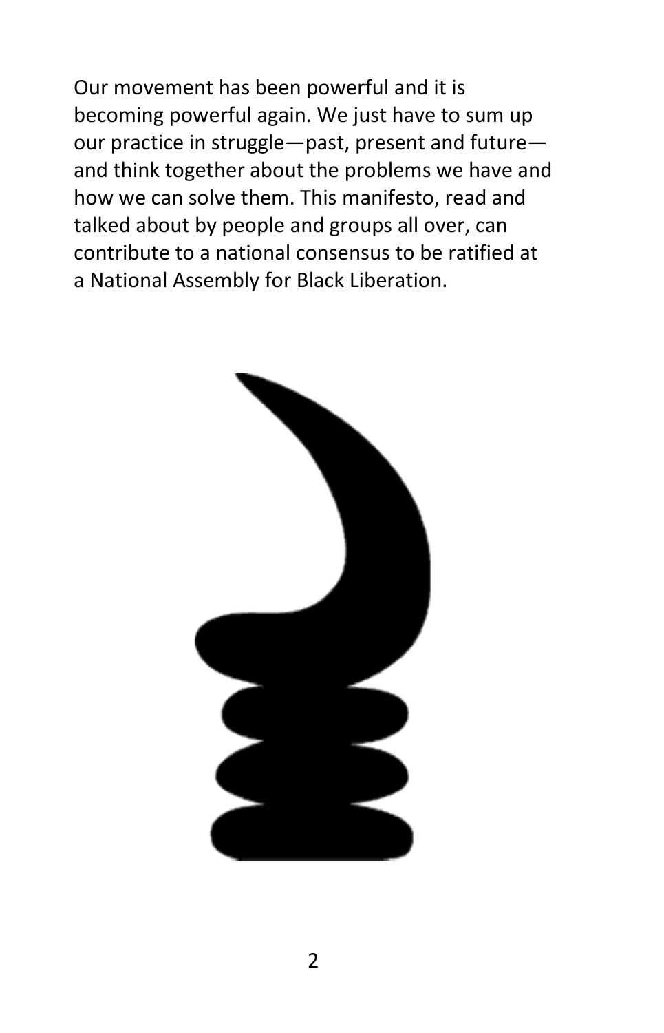Our movement has been powerful and it is becoming powerful again. We just have to sum up our practice in struggle—past, present and future—and think together about the problems we have and how we can solve them. This manifesto, read and talked about by people and groups all over, can contribute to a national consensus to be ratified at a National Assembly for Black Liberation.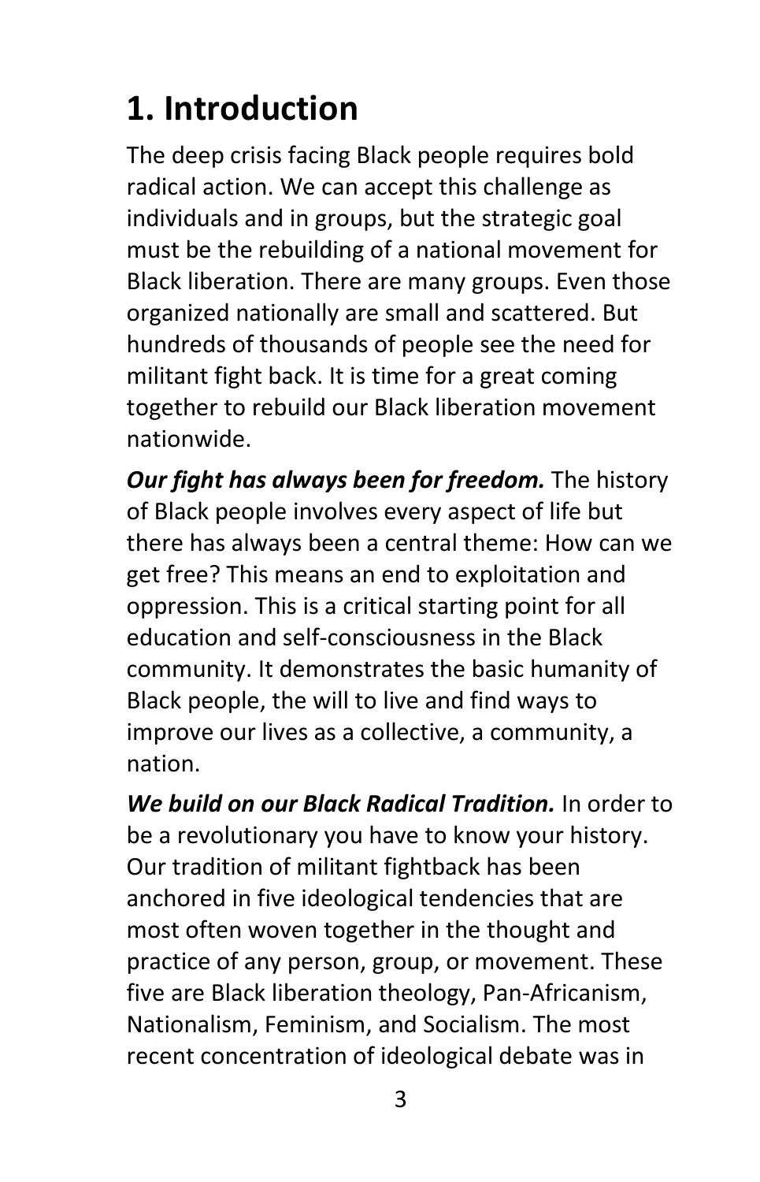# 1. Introduction

The deep crisis facing Black people requires bold radical action. We can accept this challenge as individuals and in groups, but the strategic goal must be the rebuilding of a national movement for Black liberation. There are many groups. Even those organized nationally are small and scattered. But hundreds of thousands of people see the need for militant fight back. It is time for a great coming together to rebuild our Black liberation movement nationwide.

***Our fight has always been for freedom.*** The history of Black people involves every aspect of life but there has always been a central theme: How can we get free? This means an end to exploitation and oppression. This is a critical starting point for all education and self-consciousness in the Black community. It demonstrates the basic humanity of Black people, the will to live and find ways to improve our lives as a collective, a community, a nation.

***We build on our Black Radical Tradition.*** In order to be a revolutionary you have to know your history. Our tradition of militant fightback has been anchored in five ideological tendencies that are most often woven together in the thought and practice of any person, group, or movement. These five are Black liberation theology, Pan-Africanism, Nationalism, Feminism, and Socialism. The most recent concentration of ideological debate was in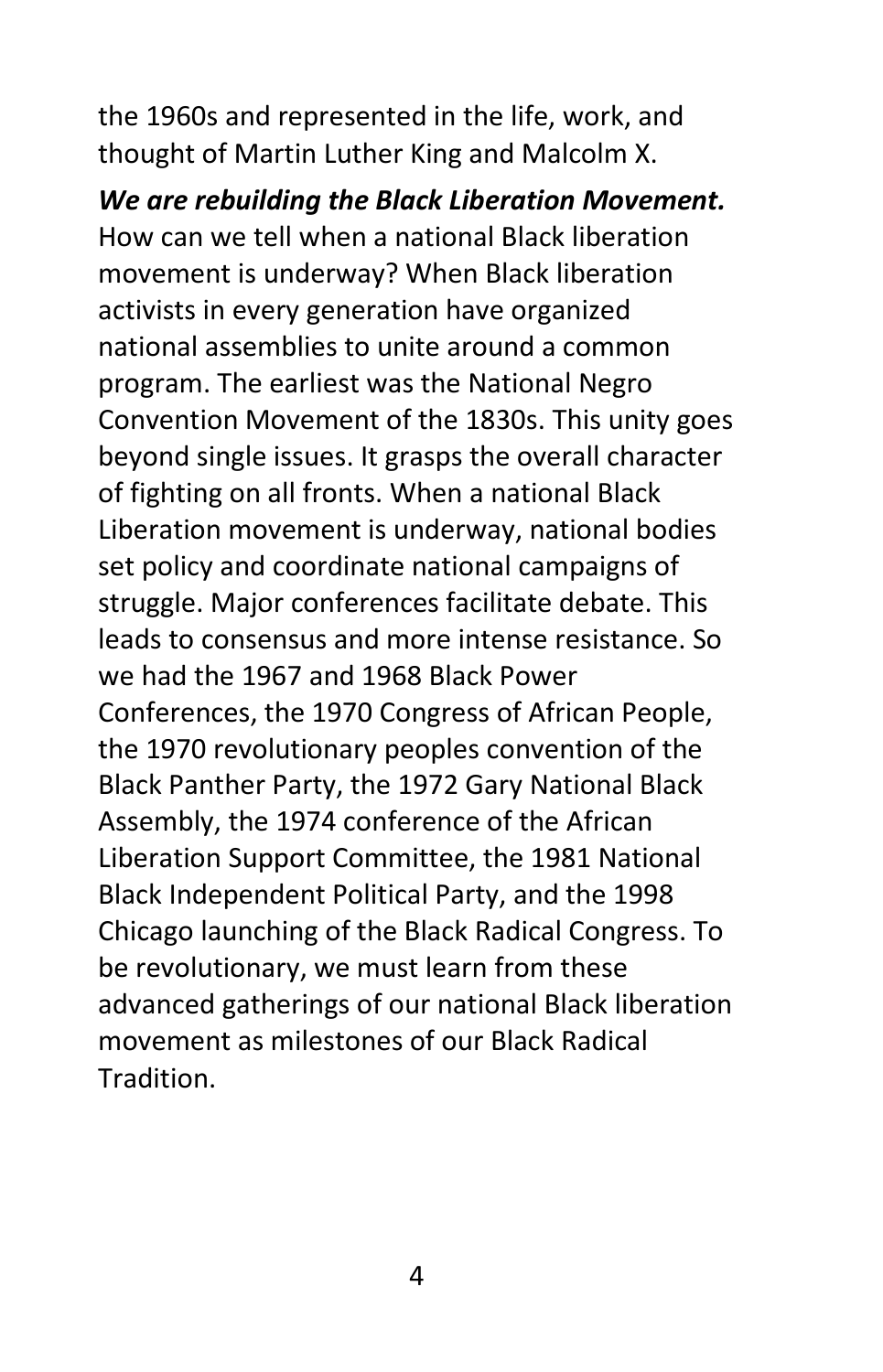the 1960s and represented in the life, work, and thought of Martin Luther King and Malcolm X.

***We are rebuilding the Black Liberation Movement.*** How can we tell when a national Black liberation movement is underway? When Black liberation activists in every generation have organized national assemblies to unite around a common program. The earliest was the National Negro Convention Movement of the 1830s. This unity goes beyond single issues. It grasps the overall character of fighting on all fronts. When a national Black Liberation movement is underway, national bodies set policy and coordinate national campaigns of struggle. Major conferences facilitate debate. This leads to consensus and more intense resistance. So we had the 1967 and 1968 Black Power Conferences, the 1970 Congress of African People, the 1970 revolutionary peoples convention of the Black Panther Party, the 1972 Gary National Black Assembly, the 1974 conference of the African Liberation Support Committee, the 1981 National Black Independent Political Party, and the 1998 Chicago launching of the Black Radical Congress. To be revolutionary, we must learn from these advanced gatherings of our national Black liberation movement as milestones of our Black Radical Tradition.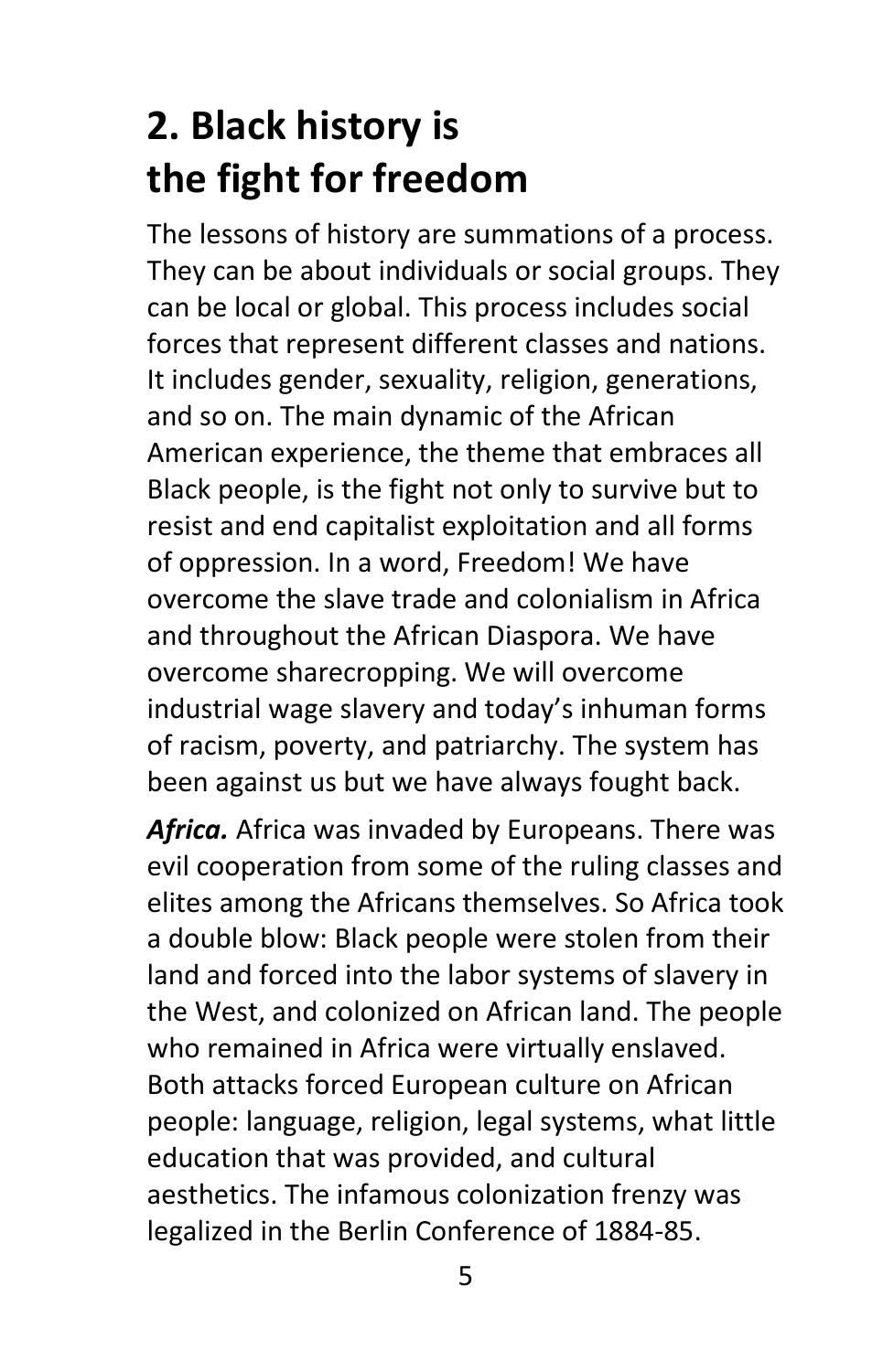## 2. Black history is the fight for freedom

The lessons of history are summations of a process. They can be about individuals or social groups. They can be local or global. This process includes social forces that represent different classes and nations. It includes gender, sexuality, religion, generations, and so on. The main dynamic of the African American experience, the theme that embraces all Black people, is the fight not only to survive but to resist and end capitalist exploitation and all forms of oppression. In a word, Freedom! We have overcome the slave trade and colonialism in Africa and throughout the African Diaspora. We have overcome sharecropping. We will overcome industrial wage slavery and today's inhuman forms of racism, poverty, and patriarchy. The system has been against us but we have always fought back.

***Africa.*** Africa was invaded by Europeans. There was evil cooperation from some of the ruling classes and elites among the Africans themselves. So Africa took a double blow: Black people were stolen from their land and forced into the labor systems of slavery in the West, and colonized on African land. The people who remained in Africa were virtually enslaved. Both attacks forced European culture on African people: language, religion, legal systems, what little education that was provided, and cultural aesthetics. The infamous colonization frenzy was legalized in the Berlin Conference of 1884-85.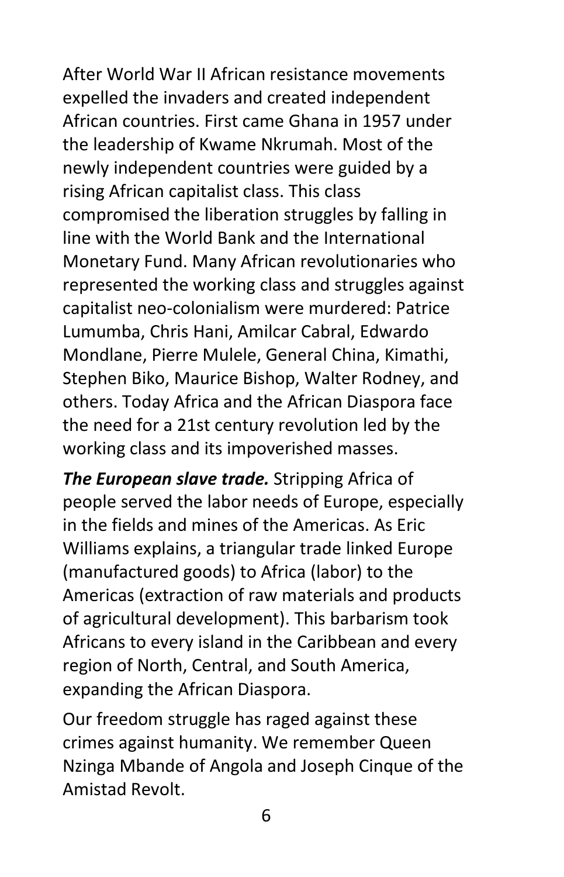After World War II African resistance movements expelled the invaders and created independent African countries. First came Ghana in 1957 under the leadership of Kwame Nkrumah. Most of the newly independent countries were guided by a rising African capitalist class. This class compromised the liberation struggles by falling in line with the World Bank and the International Monetary Fund. Many African revolutionaries who represented the working class and struggles against capitalist neo-colonialism were murdered: Patrice Lumumba, Chris Hani, Amilcar Cabral, Edwardo Mondlane, Pierre Mulele, General China, Kimathi, Stephen Biko, Maurice Bishop, Walter Rodney, and others. Today Africa and the African Diaspora face the need for a 21st century revolution led by the working class and its impoverished masses.

***The European slave trade.*** Stripping Africa of people served the labor needs of Europe, especially in the fields and mines of the Americas. As Eric Williams explains, a triangular trade linked Europe (manufactured goods) to Africa (labor) to the Americas (extraction of raw materials and products of agricultural development). This barbarism took Africans to every island in the Caribbean and every region of North, Central, and South America, expanding the African Diaspora.

Our freedom struggle has raged against these crimes against humanity. We remember Queen Nzinga Mbande of Angola and Joseph Cinque of the Amistad Revolt.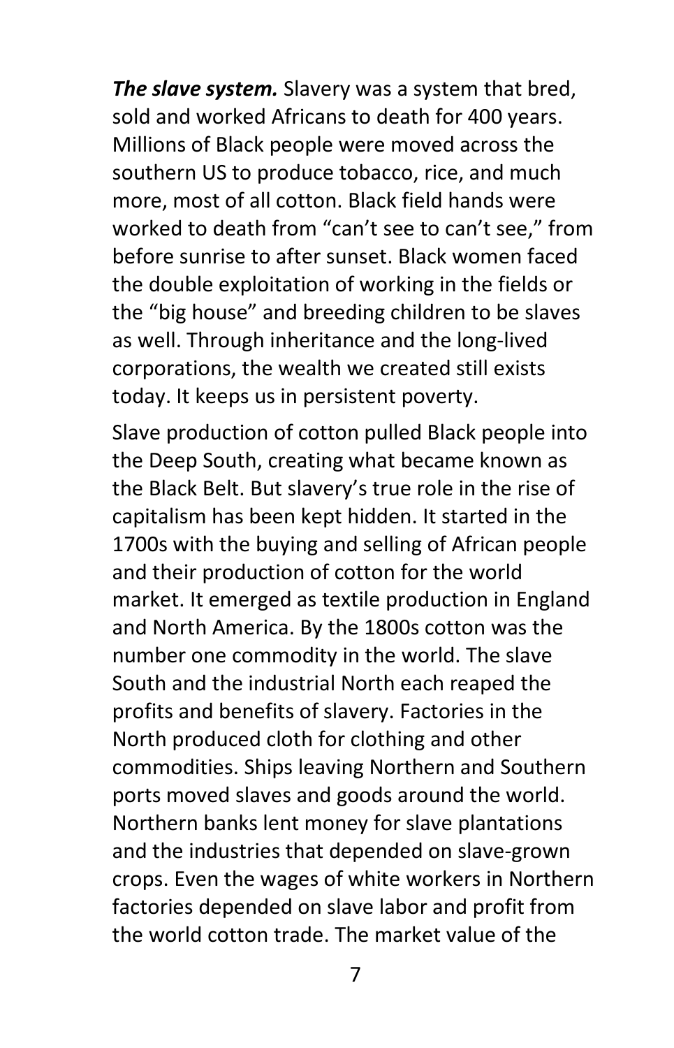***The slave system.*** Slavery was a system that bred, sold and worked Africans to death for 400 years. Millions of Black people were moved across the southern US to produce tobacco, rice, and much more, most of all cotton. Black field hands were worked to death from "can't see to can't see," from before sunrise to after sunset. Black women faced the double exploitation of working in the fields or the "big house" and breeding children to be slaves as well. Through inheritance and the long-lived corporations, the wealth we created still exists today. It keeps us in persistent poverty.

Slave production of cotton pulled Black people into the Deep South, creating what became known as the Black Belt. But slavery's true role in the rise of capitalism has been kept hidden. It started in the 1700s with the buying and selling of African people and their production of cotton for the world market. It emerged as textile production in England and North America. By the 1800s cotton was the number one commodity in the world. The slave South and the industrial North each reaped the profits and benefits of slavery. Factories in the North produced cloth for clothing and other commodities. Ships leaving Northern and Southern ports moved slaves and goods around the world. Northern banks lent money for slave plantations and the industries that depended on slave-grown crops. Even the wages of white workers in Northern factories depended on slave labor and profit from the world cotton trade. The market value of the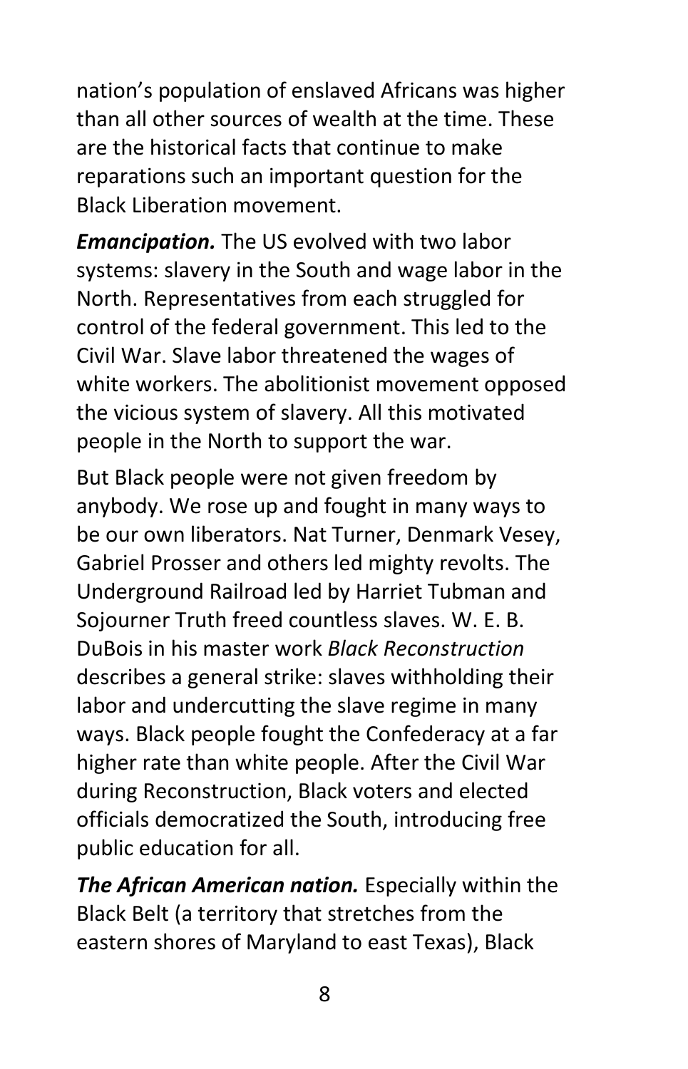nation's population of enslaved Africans was higher than all other sources of wealth at the time. These are the historical facts that continue to make reparations such an important question for the Black Liberation movement.

***Emancipation.*** The US evolved with two labor systems: slavery in the South and wage labor in the North. Representatives from each struggled for control of the federal government. This led to the Civil War. Slave labor threatened the wages of white workers. The abolitionist movement opposed the vicious system of slavery. All this motivated people in the North to support the war.

But Black people were not given freedom by anybody. We rose up and fought in many ways to be our own liberators. Nat Turner, Denmark Vesey, Gabriel Prosser and others led mighty revolts. The Underground Railroad led by Harriet Tubman and Sojourner Truth freed countless slaves. W. E. B. DuBois in his master work *Black Reconstruction* describes a general strike: slaves withholding their labor and undercutting the slave regime in many ways. Black people fought the Confederacy at a far higher rate than white people. After the Civil War during Reconstruction, Black voters and elected officials democratized the South, introducing free public education for all.

***The African American nation.*** Especially within the Black Belt (a territory that stretches from the eastern shores of Maryland to east Texas), Black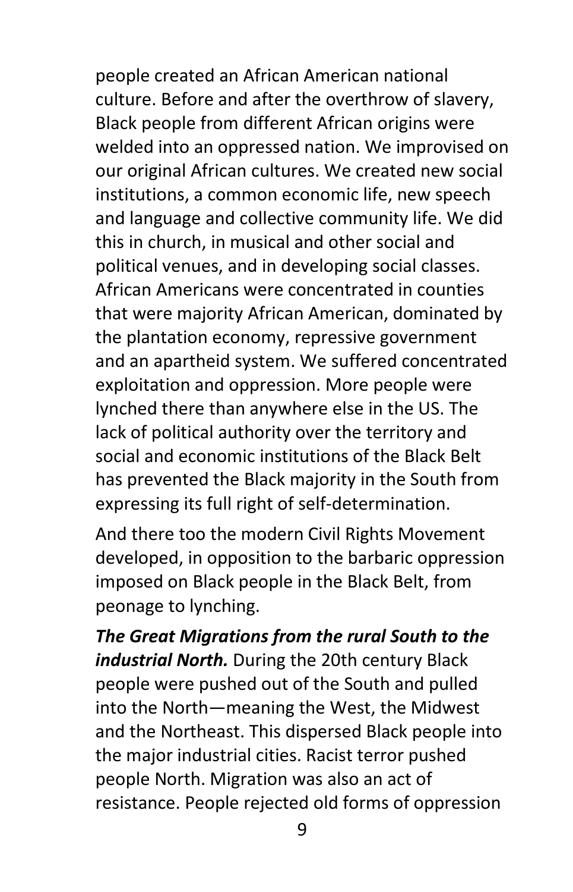people created an African American national culture. Before and after the overthrow of slavery, Black people from different African origins were welded into an oppressed nation. We improvised on our original African cultures. We created new social institutions, a common economic life, new speech and language and collective community life. We did this in church, in musical and other social and political venues, and in developing social classes. African Americans were concentrated in counties that were majority African American, dominated by the plantation economy, repressive government and an apartheid system. We suffered concentrated exploitation and oppression. More people were lynched there than anywhere else in the US. The lack of political authority over the territory and social and economic institutions of the Black Belt has prevented the Black majority in the South from expressing its full right of self-determination.

And there too the modern Civil Rights Movement developed, in opposition to the barbaric oppression imposed on Black people in the Black Belt, from peonage to lynching.

***The Great Migrations from the rural South to the industrial North.*** During the 20th century Black people were pushed out of the South and pulled into the North—meaning the West, the Midwest and the Northeast. This dispersed Black people into the major industrial cities. Racist terror pushed people North. Migration was also an act of resistance. People rejected old forms of oppression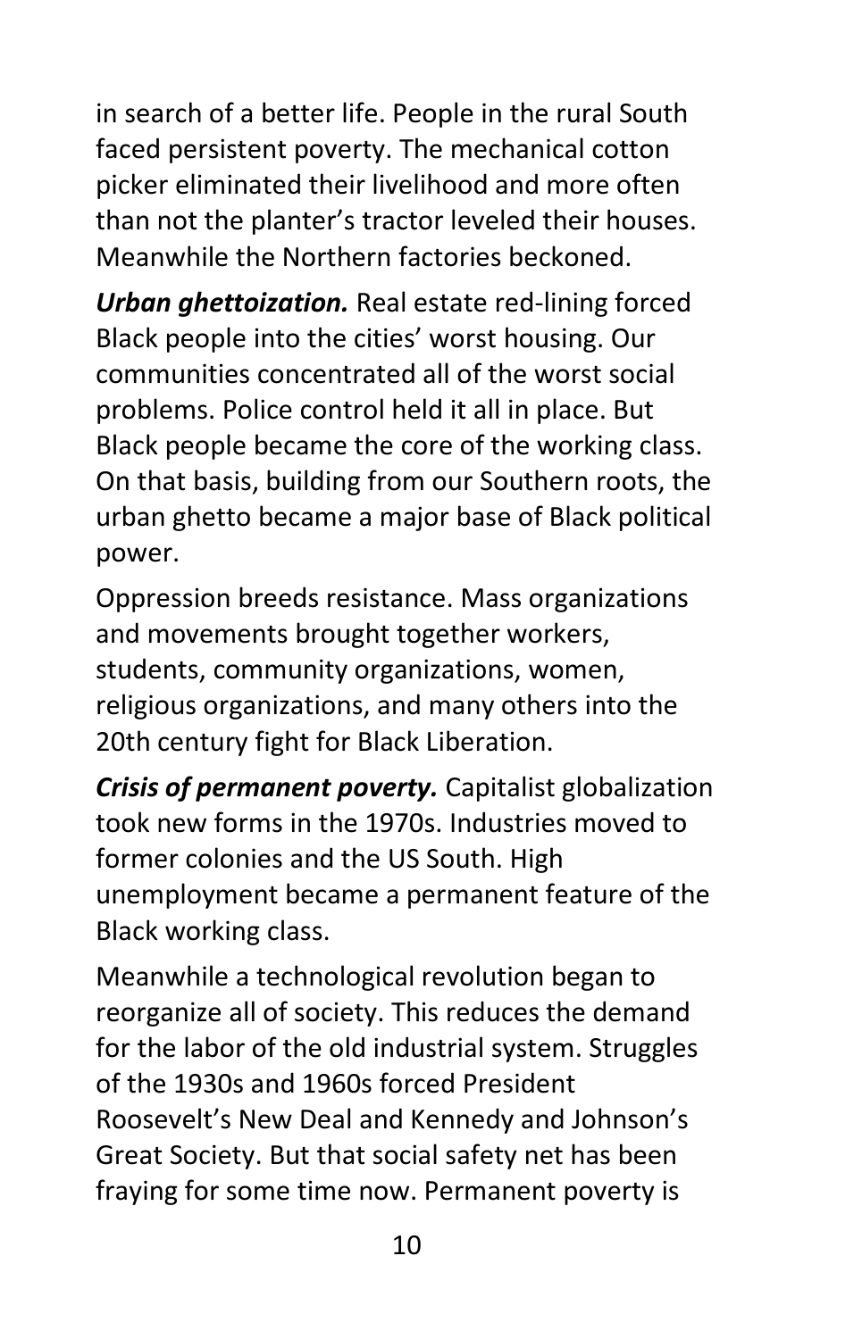in search of a better life. People in the rural South faced persistent poverty. The mechanical cotton picker eliminated their livelihood and more often than not the planter's tractor leveled their houses. Meanwhile the Northern factories beckoned.

***Urban ghettoization.*** Real estate red-lining forced Black people into the cities' worst housing. Our communities concentrated all of the worst social problems. Police control held it all in place. But Black people became the core of the working class. On that basis, building from our Southern roots, the urban ghetto became a major base of Black political power.

Oppression breeds resistance. Mass organizations and movements brought together workers, students, community organizations, women, religious organizations, and many others into the 20th century fight for Black Liberation.

***Crisis of permanent poverty.*** Capitalist globalization took new forms in the 1970s. Industries moved to former colonies and the US South. High unemployment became a permanent feature of the Black working class.

Meanwhile a technological revolution began to reorganize all of society. This reduces the demand for the labor of the old industrial system. Struggles of the 1930s and 1960s forced President Roosevelt's New Deal and Kennedy and Johnson's Great Society. But that social safety net has been fraying for some time now. Permanent poverty is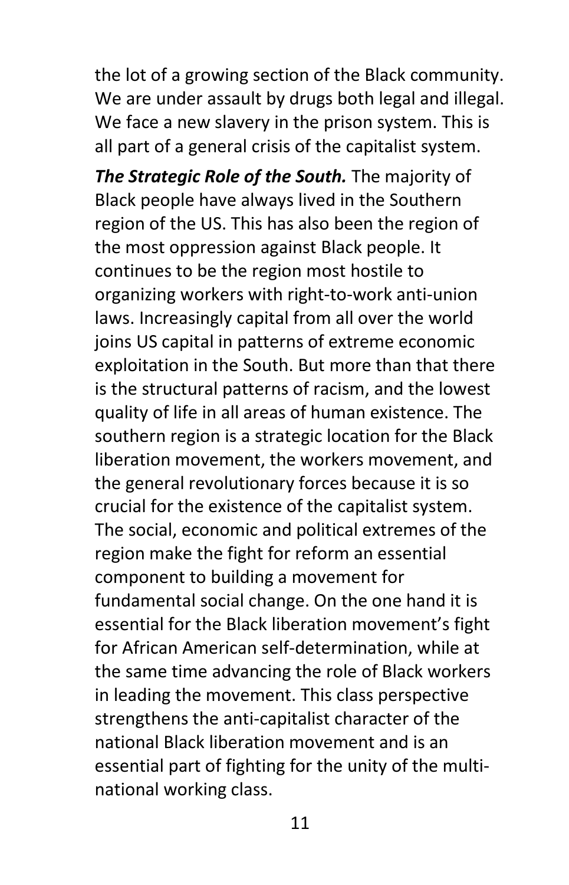the lot of a growing section of the Black community. We are under assault by drugs both legal and illegal. We face a new slavery in the prison system. This is all part of a general crisis of the capitalist system.

***The Strategic Role of the South.*** The majority of Black people have always lived in the Southern region of the US. This has also been the region of the most oppression against Black people. It continues to be the region most hostile to organizing workers with right-to-work anti-union laws. Increasingly capital from all over the world joins US capital in patterns of extreme economic exploitation in the South. But more than that there is the structural patterns of racism, and the lowest quality of life in all areas of human existence. The southern region is a strategic location for the Black liberation movement, the workers movement, and the general revolutionary forces because it is so crucial for the existence of the capitalist system. The social, economic and political extremes of the region make the fight for reform an essential component to building a movement for fundamental social change. On the one hand it is essential for the Black liberation movement's fight for African American self-determination, while at the same time advancing the role of Black workers in leading the movement. This class perspective strengthens the anti-capitalist character of the national Black liberation movement and is an essential part of fighting for the unity of the multi-national working class.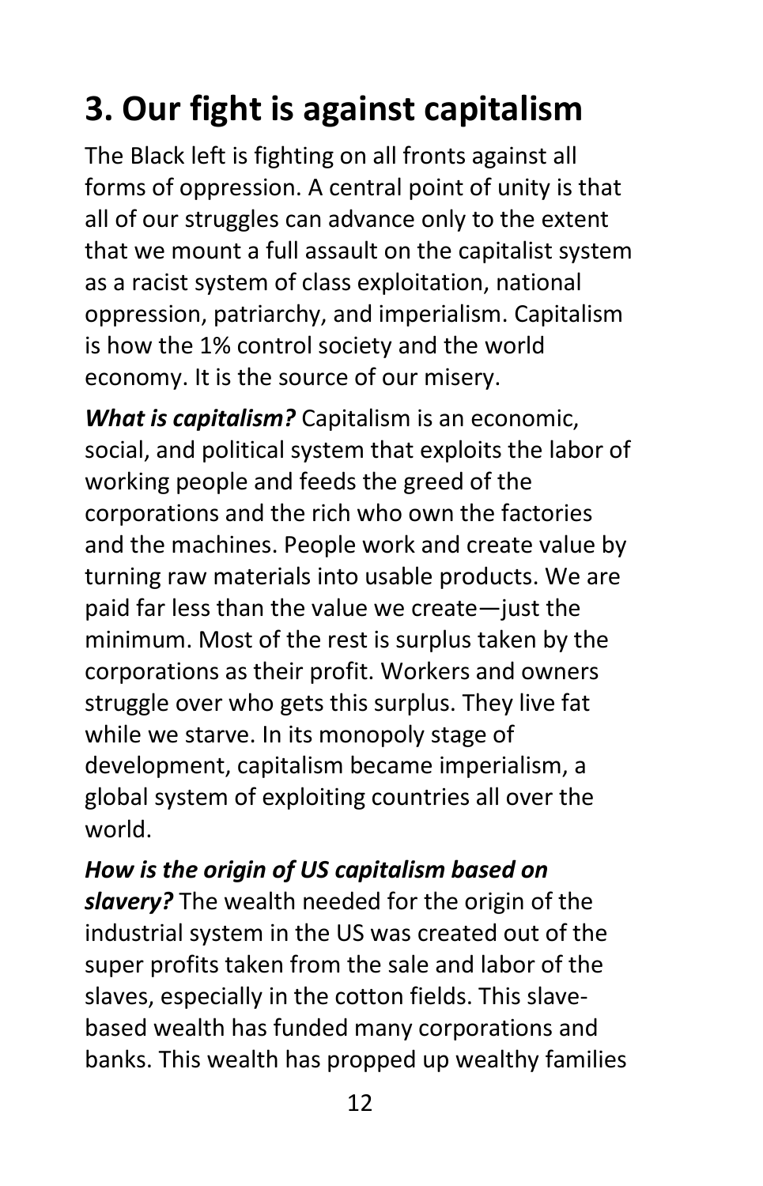# 3. Our fight is against capitalism

The Black left is fighting on all fronts against all forms of oppression. A central point of unity is that all of our struggles can advance only to the extent that we mount a full assault on the capitalist system as a racist system of class exploitation, national oppression, patriarchy, and imperialism. Capitalism is how the 1% control society and the world economy. It is the source of our misery.

***What is capitalism?*** Capitalism is an economic, social, and political system that exploits the labor of working people and feeds the greed of the corporations and the rich who own the factories and the machines. People work and create value by turning raw materials into usable products. We are paid far less than the value we create—just the minimum. Most of the rest is surplus taken by the corporations as their profit. Workers and owners struggle over who gets this surplus. They live fat while we starve. In its monopoly stage of development, capitalism became imperialism, a global system of exploiting countries all over the world.

***How is the origin of US capitalism based on slavery?*** The wealth needed for the origin of the industrial system in the US was created out of the super profits taken from the sale and labor of the slaves, especially in the cotton fields. This slave-based wealth has funded many corporations and banks. This wealth has propped up wealthy families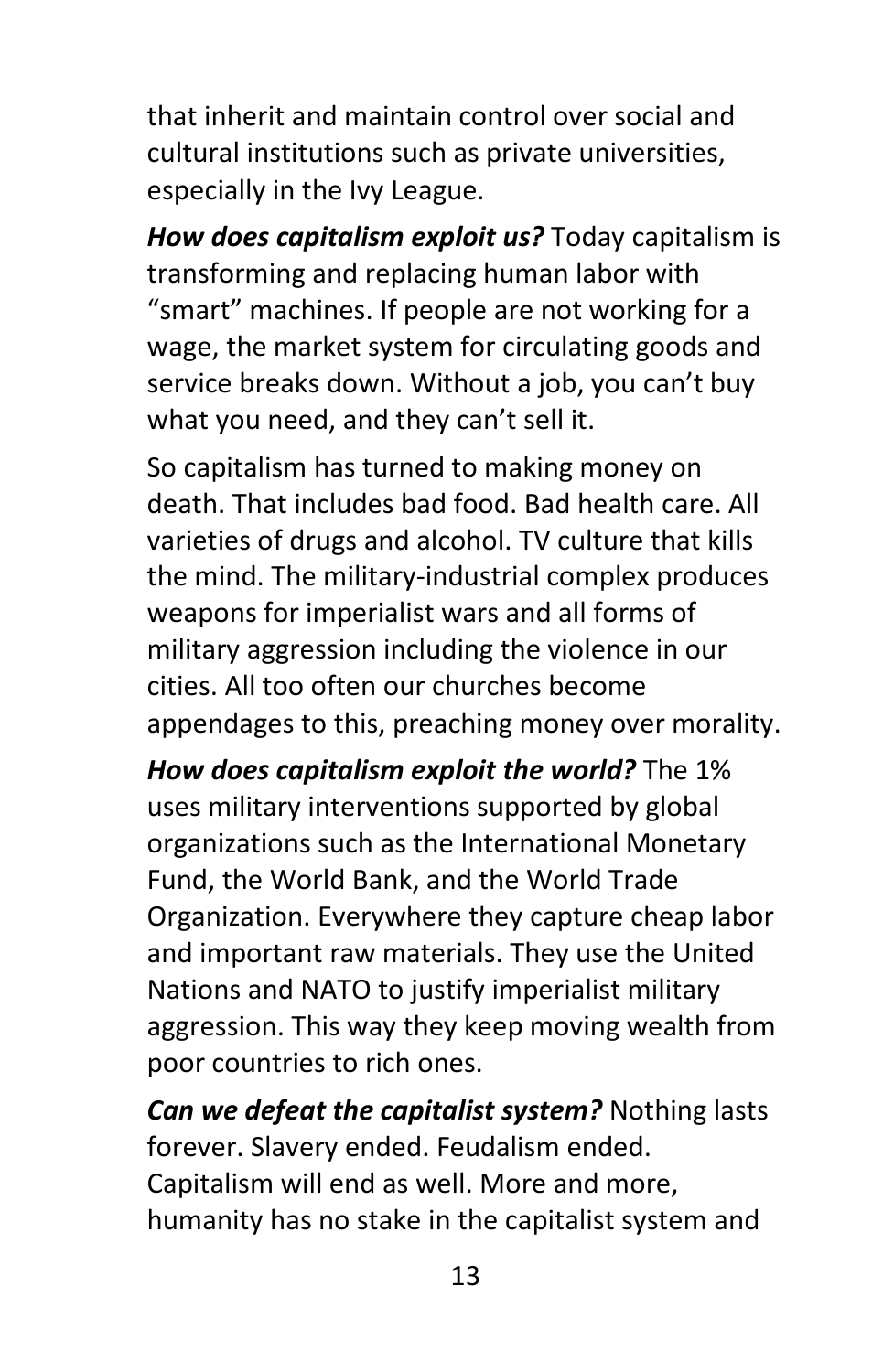that inherit and maintain control over social and cultural institutions such as private universities, especially in the Ivy League.

***How does capitalism exploit us?*** Today capitalism is transforming and replacing human labor with "smart" machines. If people are not working for a wage, the market system for circulating goods and service breaks down. Without a job, you can't buy what you need, and they can't sell it.

So capitalism has turned to making money on death. That includes bad food. Bad health care. All varieties of drugs and alcohol. TV culture that kills the mind. The military-industrial complex produces weapons for imperialist wars and all forms of military aggression including the violence in our cities. All too often our churches become appendages to this, preaching money over morality.

***How does capitalism exploit the world?*** The 1% uses military interventions supported by global organizations such as the International Monetary Fund, the World Bank, and the World Trade Organization. Everywhere they capture cheap labor and important raw materials. They use the United Nations and NATO to justify imperialist military aggression. This way they keep moving wealth from poor countries to rich ones.

***Can we defeat the capitalist system?*** Nothing lasts forever. Slavery ended. Feudalism ended. Capitalism will end as well. More and more, humanity has no stake in the capitalist system and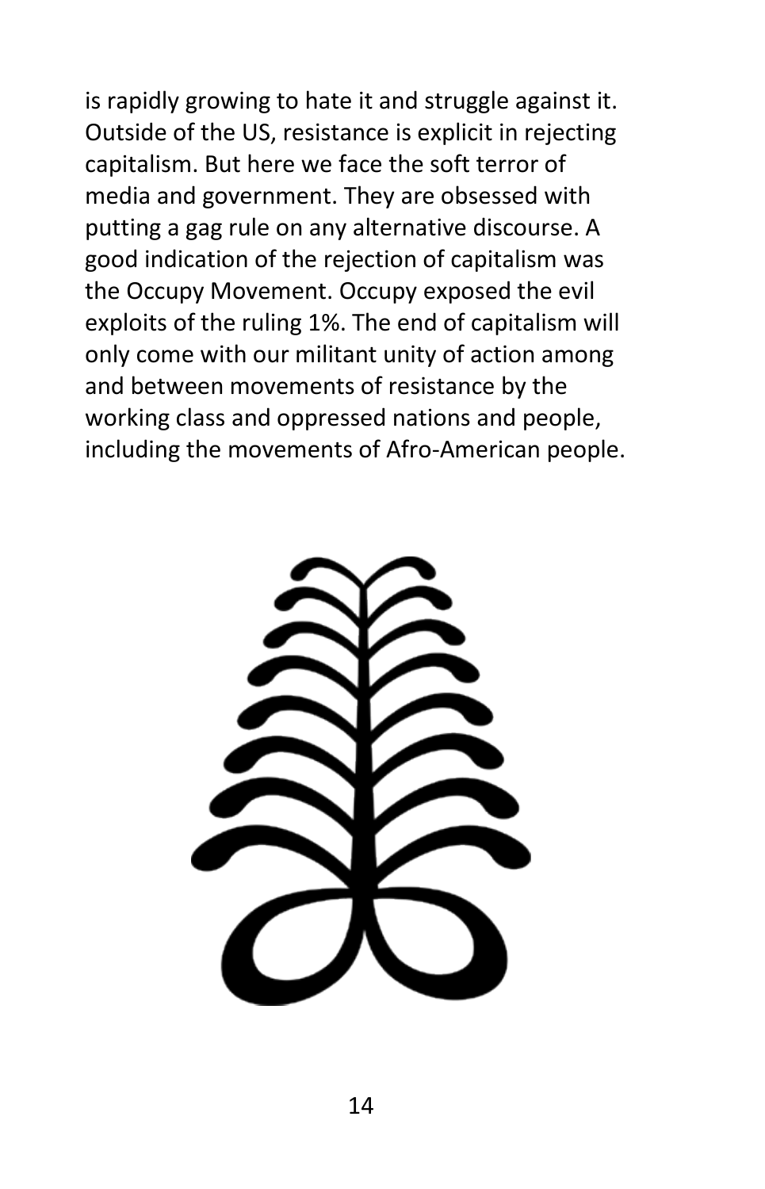is rapidly growing to hate it and struggle against it. Outside of the US, resistance is explicit in rejecting capitalism. But here we face the soft terror of media and government. They are obsessed with putting a gag rule on any alternative discourse. A good indication of the rejection of capitalism was the Occupy Movement. Occupy exposed the evil exploits of the ruling 1%. The end of capitalism will only come with our militant unity of action among and between movements of resistance by the working class and oppressed nations and people, including the movements of Afro-American people.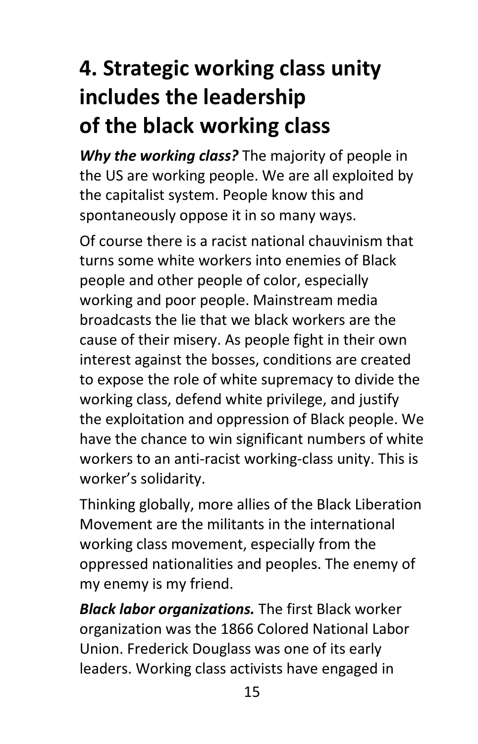# 4. Strategic working class unity includes the leadership of the black working class

***Why the working class?*** The majority of people in the US are working people. We are all exploited by the capitalist system. People know this and spontaneously oppose it in so many ways.

Of course there is a racist national chauvinism that turns some white workers into enemies of Black people and other people of color, especially working and poor people. Mainstream media broadcasts the lie that we black workers are the cause of their misery. As people fight in their own interest against the bosses, conditions are created to expose the role of white supremacy to divide the working class, defend white privilege, and justify the exploitation and oppression of Black people. We have the chance to win significant numbers of white workers to an anti-racist working-class unity. This is worker's solidarity.

Thinking globally, more allies of the Black Liberation Movement are the militants in the international working class movement, especially from the oppressed nationalities and peoples. The enemy of my enemy is my friend.

***Black labor organizations.*** The first Black worker organization was the 1866 Colored National Labor Union. Frederick Douglass was one of its early leaders. Working class activists have engaged in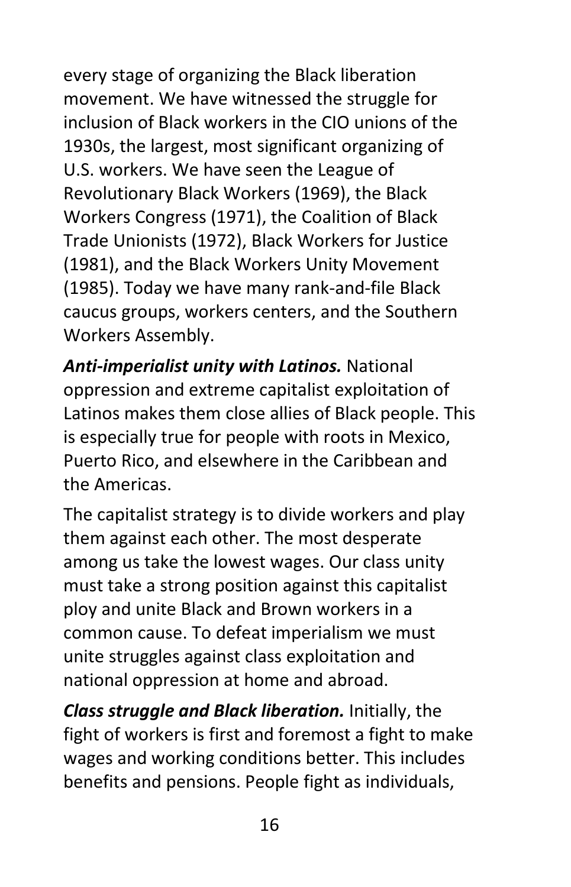every stage of organizing the Black liberation movement. We have witnessed the struggle for inclusion of Black workers in the CIO unions of the 1930s, the largest, most significant organizing of U.S. workers. We have seen the League of Revolutionary Black Workers (1969), the Black Workers Congress (1971), the Coalition of Black Trade Unionists (1972), Black Workers for Justice (1981), and the Black Workers Unity Movement (1985). Today we have many rank-and-file Black caucus groups, workers centers, and the Southern Workers Assembly.

***Anti-imperialist unity with Latinos.*** National oppression and extreme capitalist exploitation of Latinos makes them close allies of Black people. This is especially true for people with roots in Mexico, Puerto Rico, and elsewhere in the Caribbean and the Americas.

The capitalist strategy is to divide workers and play them against each other. The most desperate among us take the lowest wages. Our class unity must take a strong position against this capitalist ploy and unite Black and Brown workers in a common cause. To defeat imperialism we must unite struggles against class exploitation and national oppression at home and abroad.

***Class struggle and Black liberation.*** Initially, the fight of workers is first and foremost a fight to make wages and working conditions better. This includes benefits and pensions. People fight as individuals,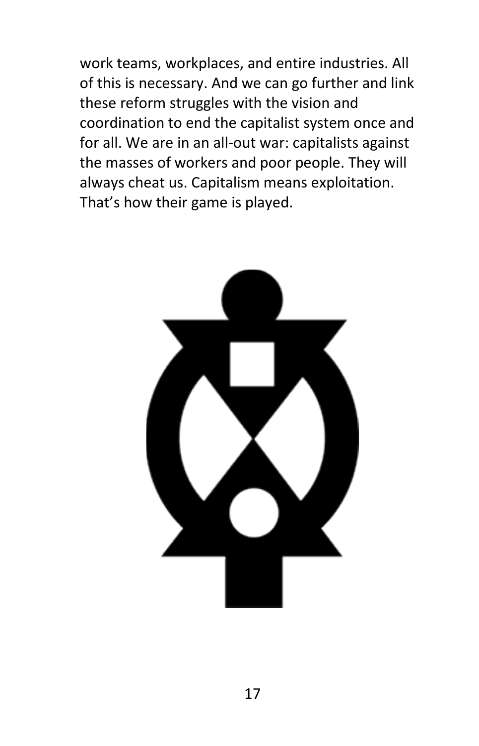work teams, workplaces, and entire industries. All of this is necessary. And we can go further and link these reform struggles with the vision and coordination to end the capitalist system once and for all. We are in an all-out war: capitalists against the masses of workers and poor people. They will always cheat us. Capitalism means exploitation. That's how their game is played.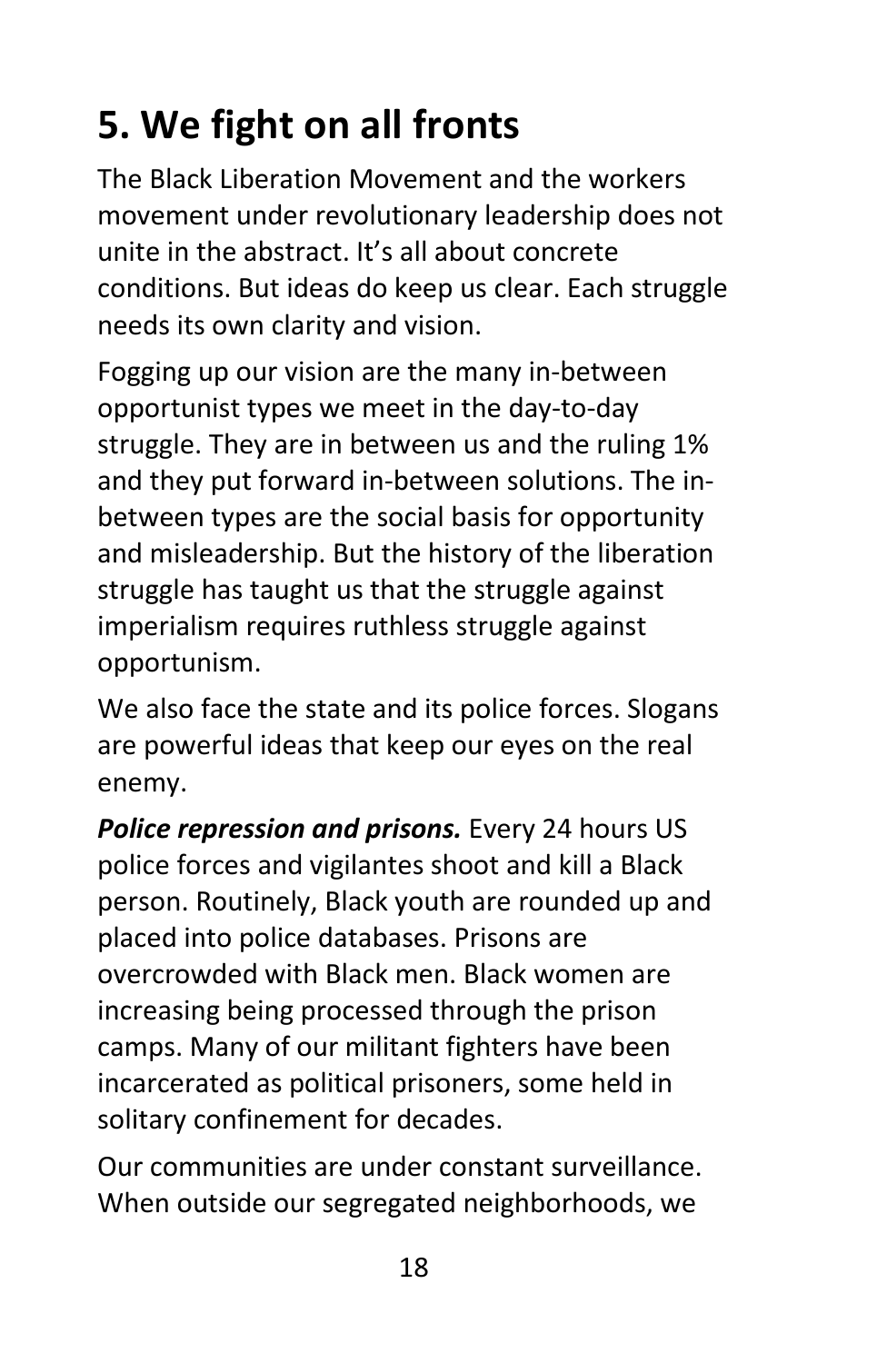## 5. We fight on all fronts

The Black Liberation Movement and the workers movement under revolutionary leadership does not unite in the abstract. It's all about concrete conditions. But ideas do keep us clear. Each struggle needs its own clarity and vision.

Fogging up our vision are the many in-between opportunist types we meet in the day-to-day struggle. They are in between us and the ruling 1% and they put forward in-between solutions. The in-between types are the social basis for opportunity and misleadership. But the history of the liberation struggle has taught us that the struggle against imperialism requires ruthless struggle against opportunism.

We also face the state and its police forces. Slogans are powerful ideas that keep our eyes on the real enemy.

***Police repression and prisons.*** Every 24 hours US police forces and vigilantes shoot and kill a Black person. Routinely, Black youth are rounded up and placed into police databases. Prisons are overcrowded with Black men. Black women are increasing being processed through the prison camps. Many of our militant fighters have been incarcerated as political prisoners, some held in solitary confinement for decades.

Our communities are under constant surveillance. When outside our segregated neighborhoods, we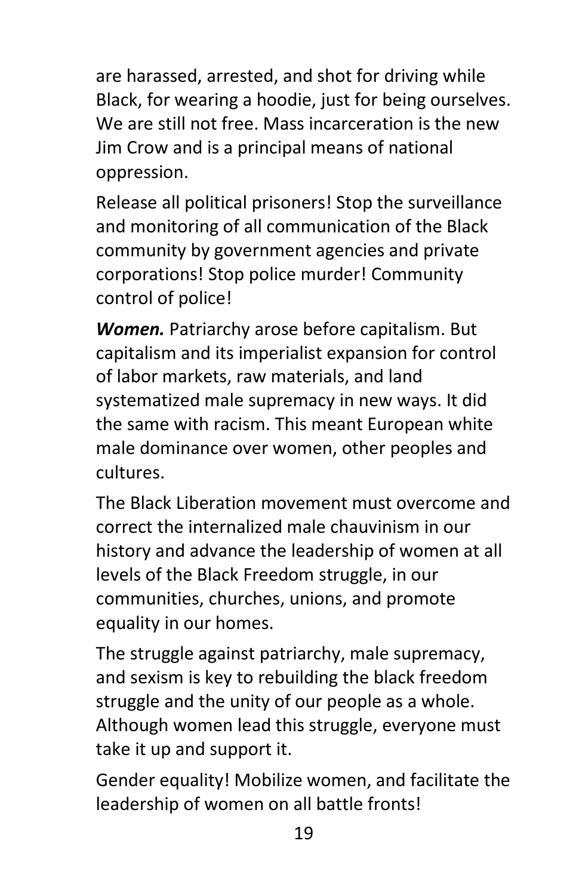are harassed, arrested, and shot for driving while Black, for wearing a hoodie, just for being ourselves. We are still not free. Mass incarceration is the new Jim Crow and is a principal means of national oppression.

Release all political prisoners! Stop the surveillance and monitoring of all communication of the Black community by government agencies and private corporations! Stop police murder! Community control of police!

***Women.*** Patriarchy arose before capitalism. But capitalism and its imperialist expansion for control of labor markets, raw materials, and land systematized male supremacy in new ways. It did the same with racism. This meant European white male dominance over women, other peoples and cultures.

The Black Liberation movement must overcome and correct the internalized male chauvinism in our history and advance the leadership of women at all levels of the Black Freedom struggle, in our communities, churches, unions, and promote equality in our homes.

The struggle against patriarchy, male supremacy, and sexism is key to rebuilding the black freedom struggle and the unity of our people as a whole. Although women lead this struggle, everyone must take it up and support it.

Gender equality! Mobilize women, and facilitate the leadership of women on all battle fronts!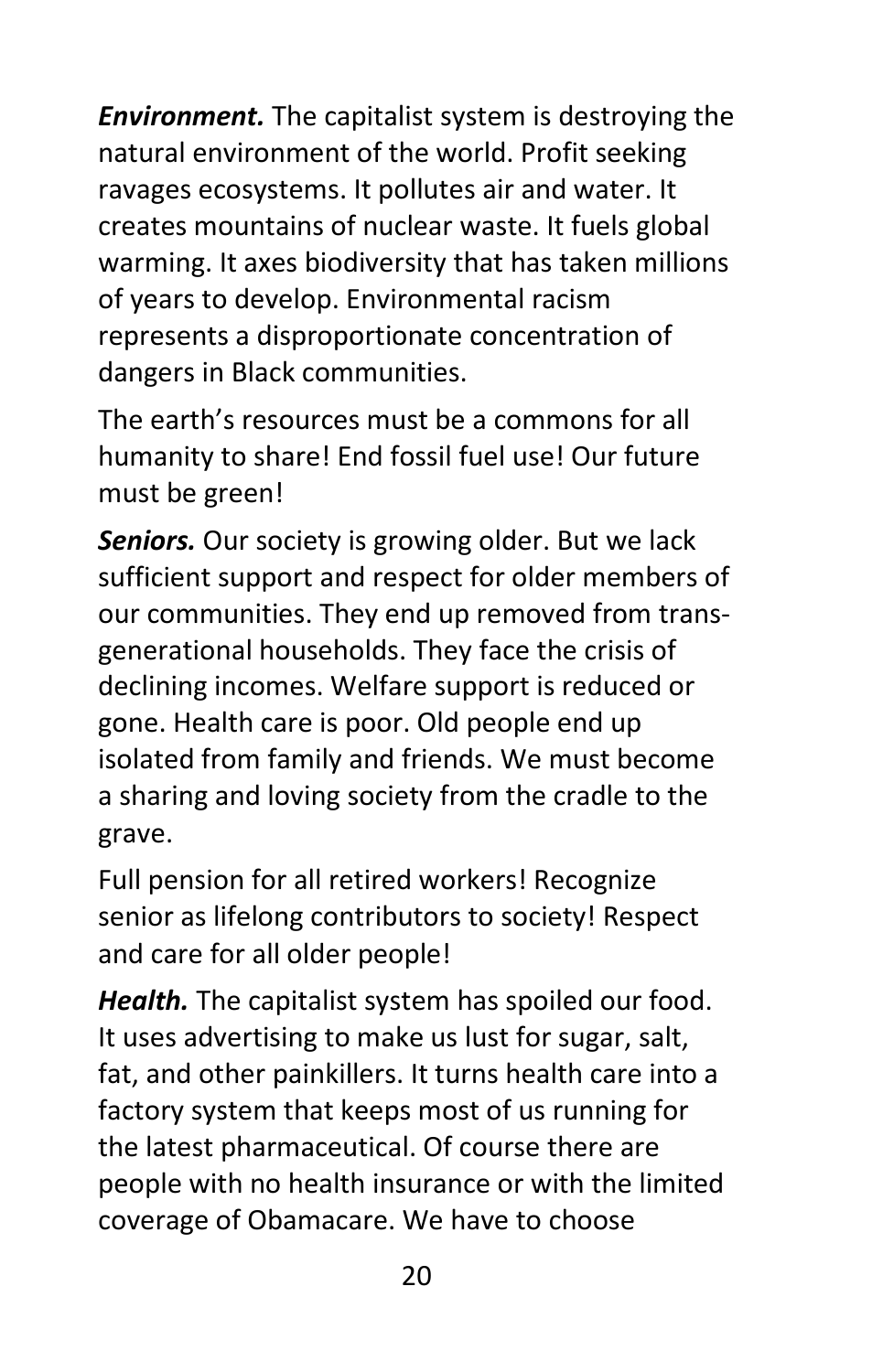***Environment.*** The capitalist system is destroying the natural environment of the world. Profit seeking ravages ecosystems. It pollutes air and water. It creates mountains of nuclear waste. It fuels global warming. It axes biodiversity that has taken millions of years to develop. Environmental racism represents a disproportionate concentration of dangers in Black communities.

The earth's resources must be a commons for all humanity to share! End fossil fuel use! Our future must be green!

***Seniors.*** Our society is growing older. But we lack sufficient support and respect for older members of our communities. They end up removed from trans-generational households. They face the crisis of declining incomes. Welfare support is reduced or gone. Health care is poor. Old people end up isolated from family and friends. We must become a sharing and loving society from the cradle to the grave.

Full pension for all retired workers! Recognize senior as lifelong contributors to society! Respect and care for all older people!

***Health.*** The capitalist system has spoiled our food. It uses advertising to make us lust for sugar, salt, fat, and other painkillers. It turns health care into a factory system that keeps most of us running for the latest pharmaceutical. Of course there are people with no health insurance or with the limited coverage of Obamacare. We have to choose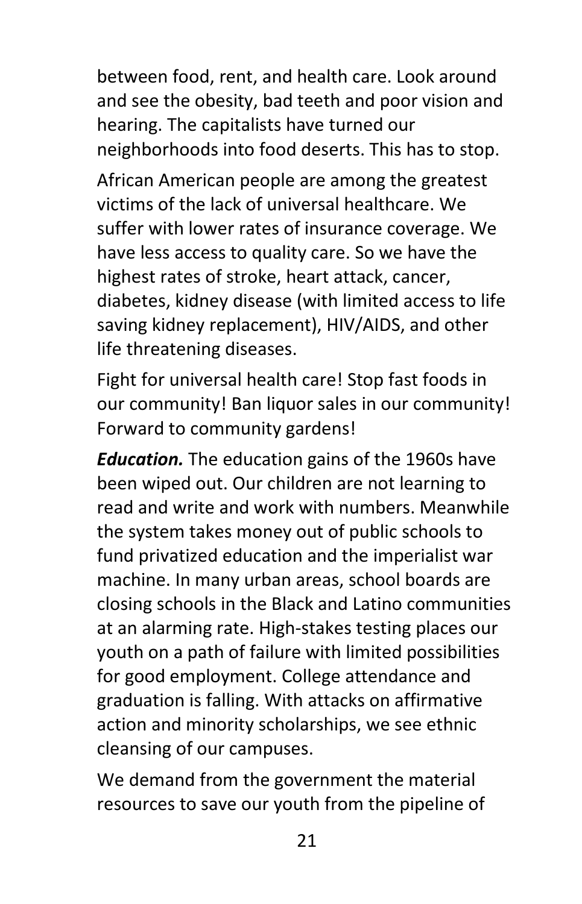between food, rent, and health care. Look around and see the obesity, bad teeth and poor vision and hearing. The capitalists have turned our neighborhoods into food deserts. This has to stop.

African American people are among the greatest victims of the lack of universal healthcare. We suffer with lower rates of insurance coverage. We have less access to quality care. So we have the highest rates of stroke, heart attack, cancer, diabetes, kidney disease (with limited access to life saving kidney replacement), HIV/AIDS, and other life threatening diseases.

Fight for universal health care! Stop fast foods in our community! Ban liquor sales in our community! Forward to community gardens!

***Education.*** The education gains of the 1960s have been wiped out. Our children are not learning to read and write and work with numbers. Meanwhile the system takes money out of public schools to fund privatized education and the imperialist war machine. In many urban areas, school boards are closing schools in the Black and Latino communities at an alarming rate. High-stakes testing places our youth on a path of failure with limited possibilities for good employment. College attendance and graduation is falling. With attacks on affirmative action and minority scholarships, we see ethnic cleansing of our campuses.

We demand from the government the material resources to save our youth from the pipeline of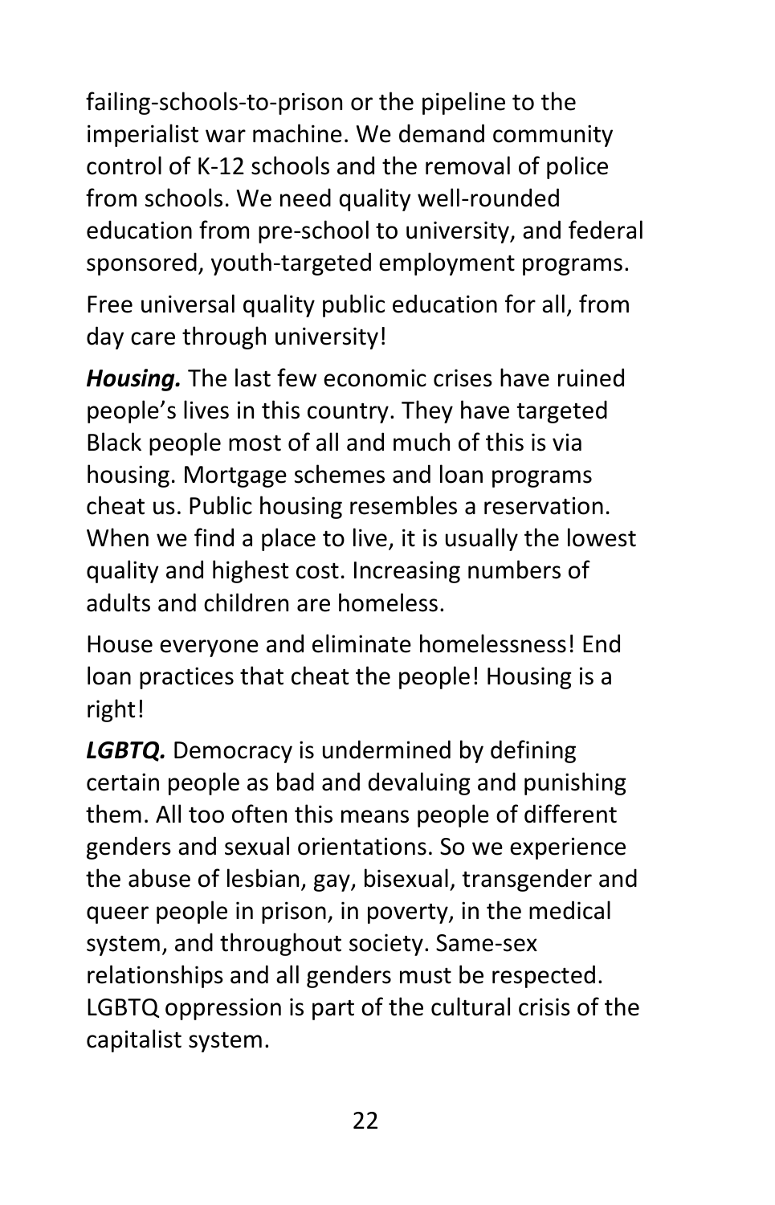failing-schools-to-prison or the pipeline to the imperialist war machine. We demand community control of K-12 schools and the removal of police from schools. We need quality well-rounded education from pre-school to university, and federal sponsored, youth-targeted employment programs.

Free universal quality public education for all, from day care through university!

***Housing.*** The last few economic crises have ruined people's lives in this country. They have targeted Black people most of all and much of this is via housing. Mortgage schemes and loan programs cheat us. Public housing resembles a reservation. When we find a place to live, it is usually the lowest quality and highest cost. Increasing numbers of adults and children are homeless.

House everyone and eliminate homelessness! End loan practices that cheat the people! Housing is a right!

***LGBTQ.*** Democracy is undermined by defining certain people as bad and devaluing and punishing them. All too often this means people of different genders and sexual orientations. So we experience the abuse of lesbian, gay, bisexual, transgender and queer people in prison, in poverty, in the medical system, and throughout society. Same-sex relationships and all genders must be respected. LGBTQ oppression is part of the cultural crisis of the capitalist system.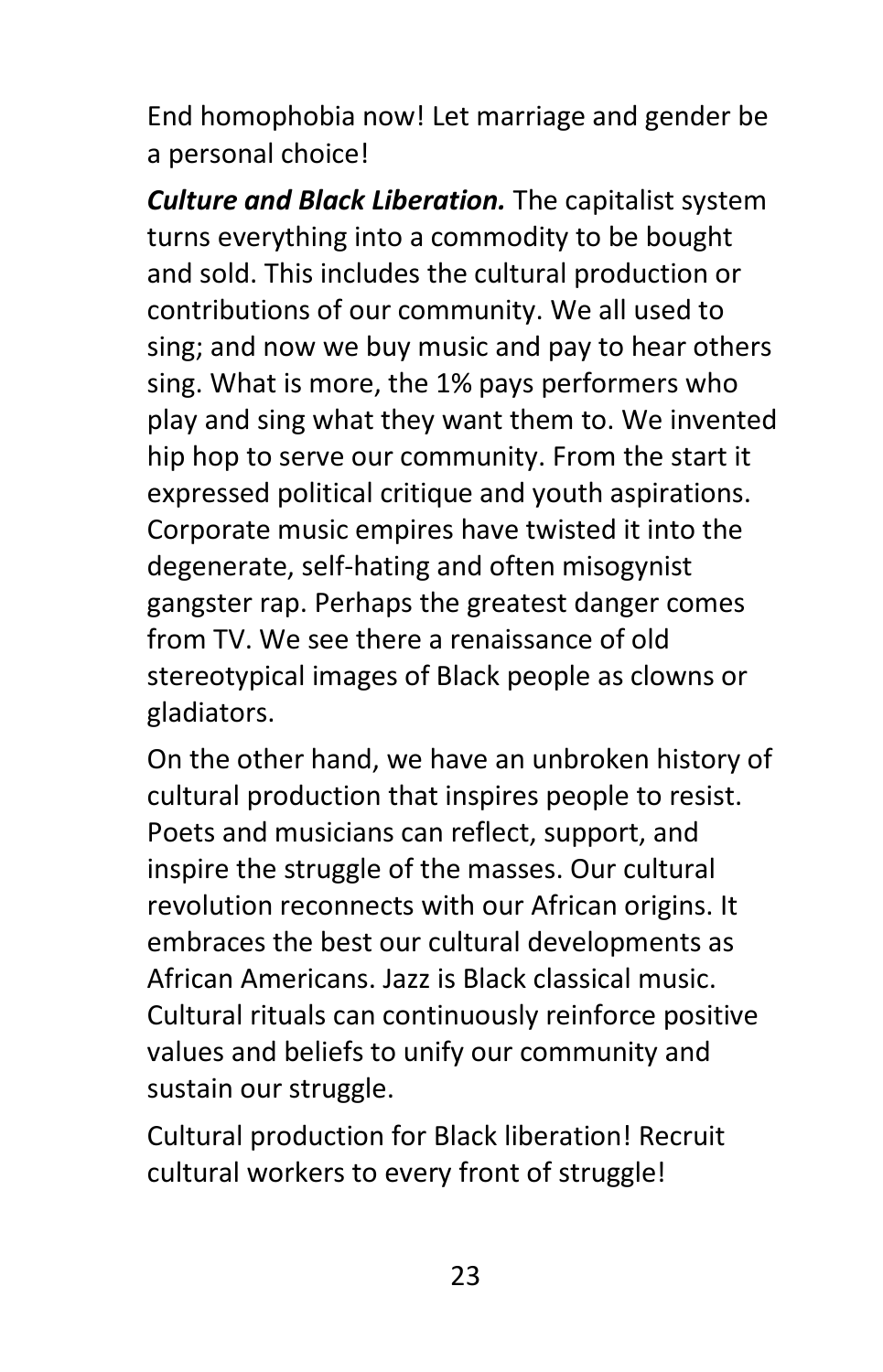End homophobia now! Let marriage and gender be a personal choice!

***Culture and Black Liberation.*** The capitalist system turns everything into a commodity to be bought and sold. This includes the cultural production or contributions of our community. We all used to sing; and now we buy music and pay to hear others sing. What is more, the 1% pays performers who play and sing what they want them to. We invented hip hop to serve our community. From the start it expressed political critique and youth aspirations. Corporate music empires have twisted it into the degenerate, self-hating and often misogynist gangster rap. Perhaps the greatest danger comes from TV. We see there a renaissance of old stereotypical images of Black people as clowns or gladiators.

On the other hand, we have an unbroken history of cultural production that inspires people to resist. Poets and musicians can reflect, support, and inspire the struggle of the masses. Our cultural revolution reconnects with our African origins. It embraces the best our cultural developments as African Americans. Jazz is Black classical music. Cultural rituals can continuously reinforce positive values and beliefs to unify our community and sustain our struggle.

Cultural production for Black liberation! Recruit cultural workers to every front of struggle!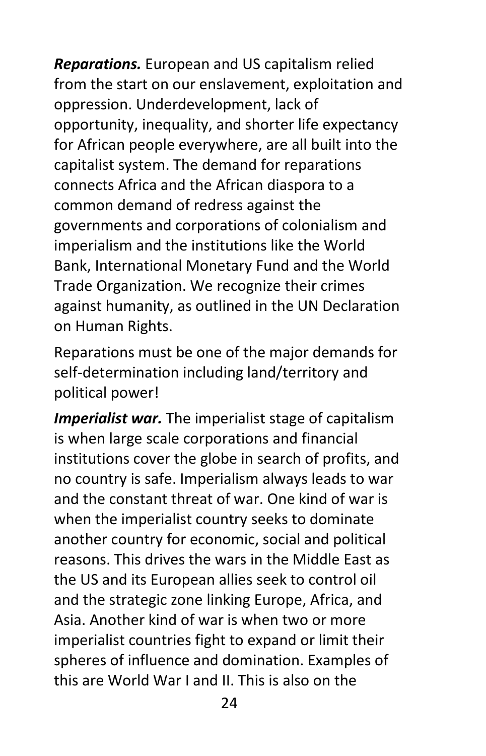***Reparations.*** European and US capitalism relied from the start on our enslavement, exploitation and oppression. Underdevelopment, lack of opportunity, inequality, and shorter life expectancy for African people everywhere, are all built into the capitalist system. The demand for reparations connects Africa and the African diaspora to a common demand of redress against the governments and corporations of colonialism and imperialism and the institutions like the World Bank, International Monetary Fund and the World Trade Organization. We recognize their crimes against humanity, as outlined in the UN Declaration on Human Rights.

Reparations must be one of the major demands for self-determination including land/territory and political power!

***Imperialist war.*** The imperialist stage of capitalism is when large scale corporations and financial institutions cover the globe in search of profits, and no country is safe. Imperialism always leads to war and the constant threat of war. One kind of war is when the imperialist country seeks to dominate another country for economic, social and political reasons. This drives the wars in the Middle East as the US and its European allies seek to control oil and the strategic zone linking Europe, Africa, and Asia. Another kind of war is when two or more imperialist countries fight to expand or limit their spheres of influence and domination. Examples of this are World War I and II. This is also on the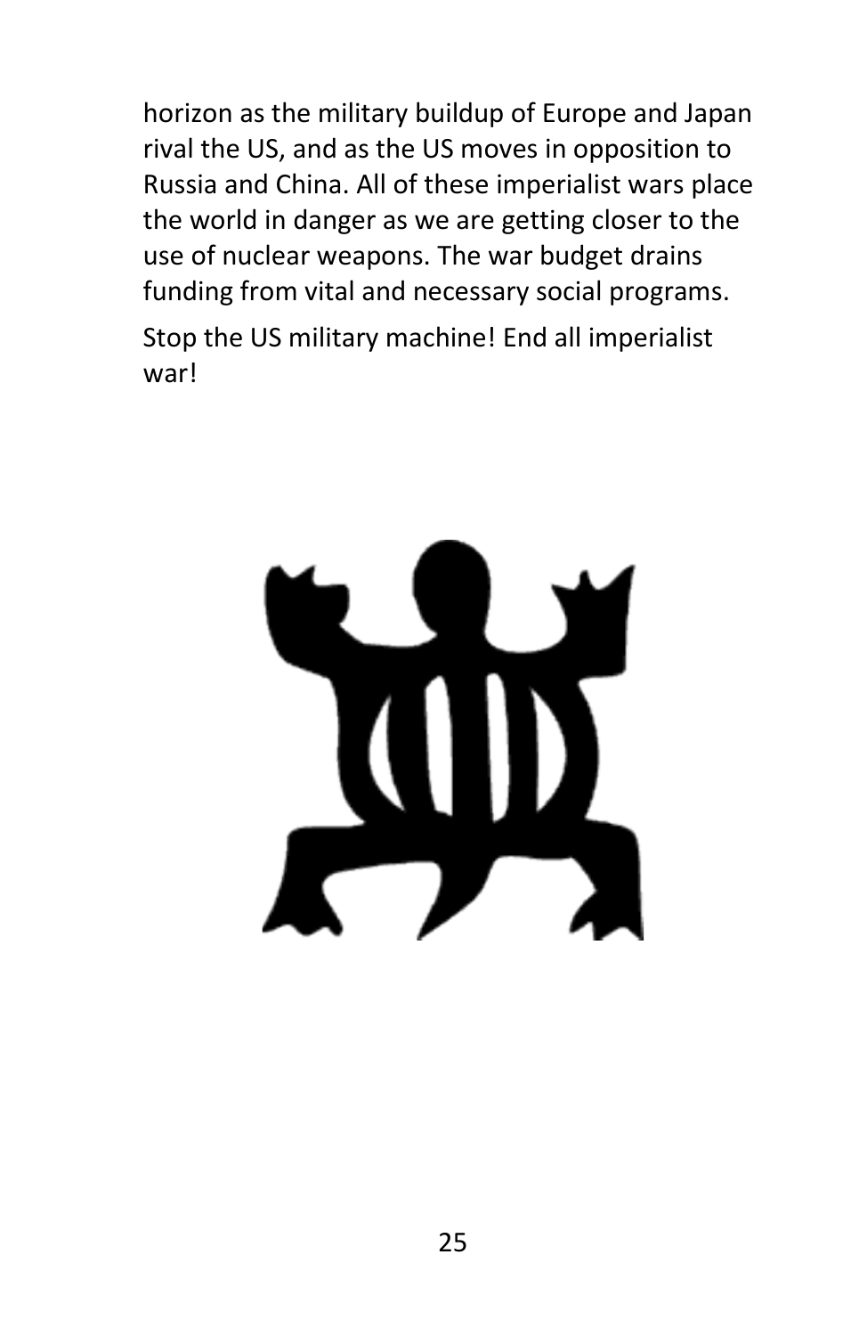horizon as the military buildup of Europe and Japan rival the US, and as the US moves in opposition to Russia and China. All of these imperialist wars place the world in danger as we are getting closer to the use of nuclear weapons. The war budget drains funding from vital and necessary social programs.

Stop the US military machine! End all imperialist war!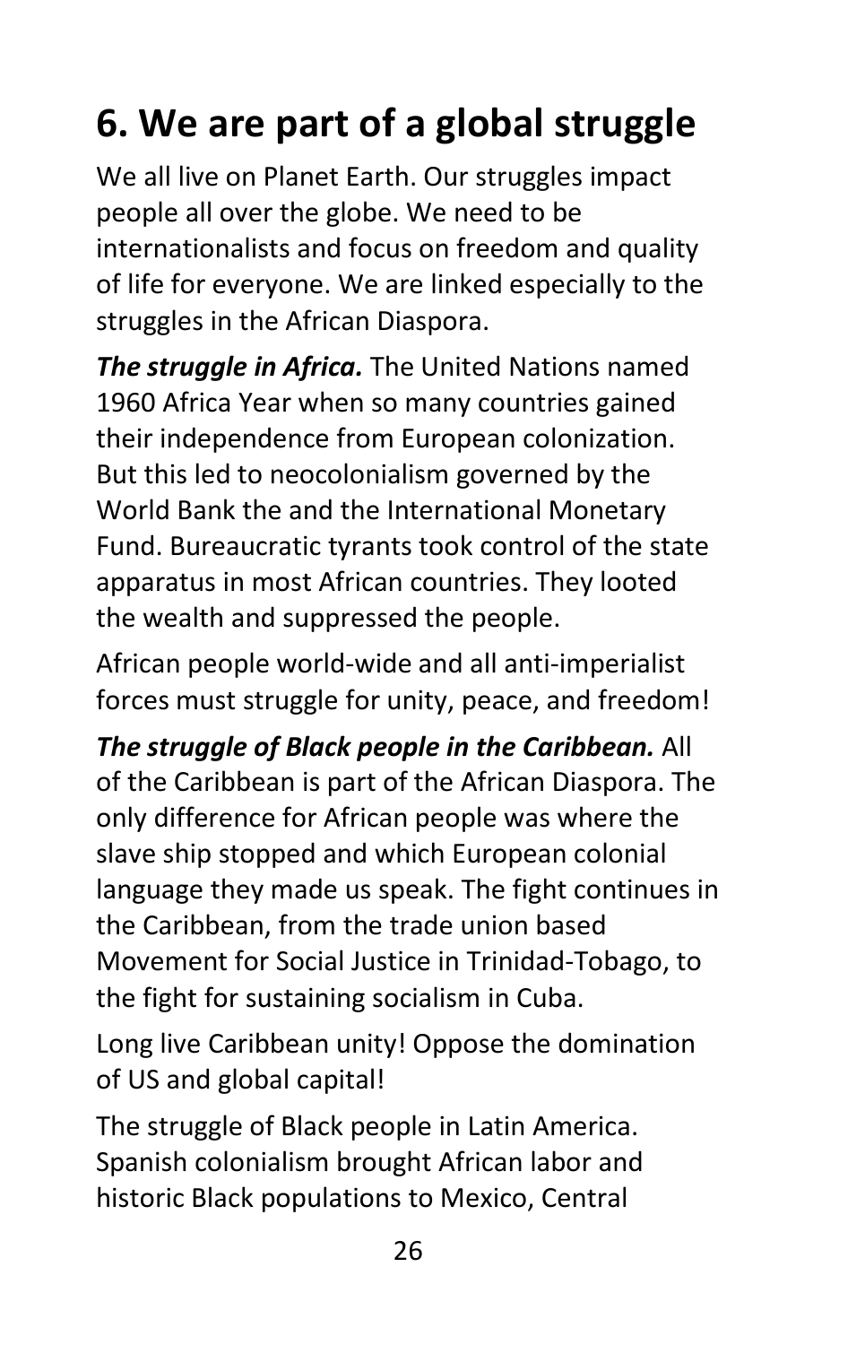# 6. We are part of a global struggle

We all live on Planet Earth. Our struggles impact people all over the globe. We need to be internationalists and focus on freedom and quality of life for everyone. We are linked especially to the struggles in the African Diaspora.

***The struggle in Africa.*** The United Nations named 1960 Africa Year when so many countries gained their independence from European colonization. But this led to neocolonialism governed by the World Bank the and the International Monetary Fund. Bureaucratic tyrants took control of the state apparatus in most African countries. They looted the wealth and suppressed the people.

African people world-wide and all anti-imperialist forces must struggle for unity, peace, and freedom!

***The struggle of Black people in the Caribbean.*** All of the Caribbean is part of the African Diaspora. The only difference for African people was where the slave ship stopped and which European colonial language they made us speak. The fight continues in the Caribbean, from the trade union based Movement for Social Justice in Trinidad-Tobago, to the fight for sustaining socialism in Cuba.

Long live Caribbean unity! Oppose the domination of US and global capital!

The struggle of Black people in Latin America. Spanish colonialism brought African labor and historic Black populations to Mexico, Central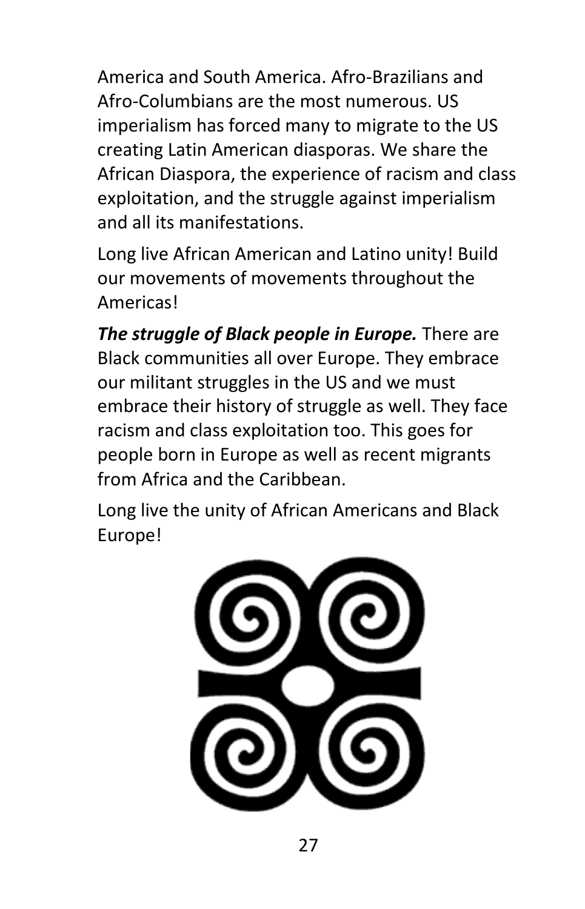America and South America. Afro-Brazilians and Afro-Columbians are the most numerous. US imperialism has forced many to migrate to the US creating Latin American diasporas. We share the African Diaspora, the experience of racism and class exploitation, and the struggle against imperialism and all its manifestations.

Long live African American and Latino unity! Build our movements of movements throughout the Americas!

***The struggle of Black people in Europe.*** There are Black communities all over Europe. They embrace our militant struggles in the US and we must embrace their history of struggle as well. They face racism and class exploitation too. This goes for people born in Europe as well as recent migrants from Africa and the Caribbean.

Long live the unity of African Americans and Black Europe!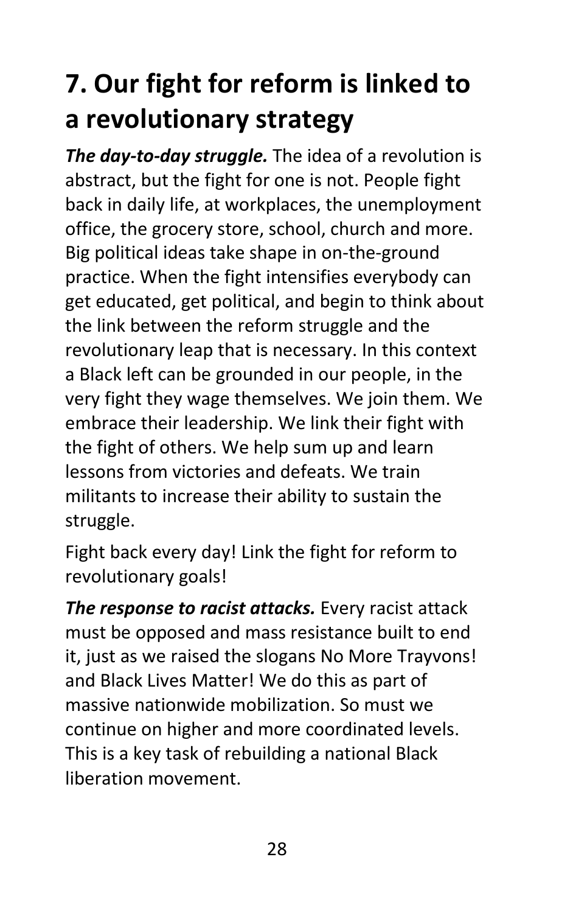# 7. Our fight for reform is linked to a revolutionary strategy

***The day-to-day struggle.*** The idea of a revolution is abstract, but the fight for one is not. People fight back in daily life, at workplaces, the unemployment office, the grocery store, school, church and more. Big political ideas take shape in on-the-ground practice. When the fight intensifies everybody can get educated, get political, and begin to think about the link between the reform struggle and the revolutionary leap that is necessary. In this context a Black left can be grounded in our people, in the very fight they wage themselves. We join them. We embrace their leadership. We link their fight with the fight of others. We help sum up and learn lessons from victories and defeats. We train militants to increase their ability to sustain the struggle.

Fight back every day! Link the fight for reform to revolutionary goals!

***The response to racist attacks.*** Every racist attack must be opposed and mass resistance built to end it, just as we raised the slogans No More Trayvons! and Black Lives Matter! We do this as part of massive nationwide mobilization. So must we continue on higher and more coordinated levels. This is a key task of rebuilding a national Black liberation movement.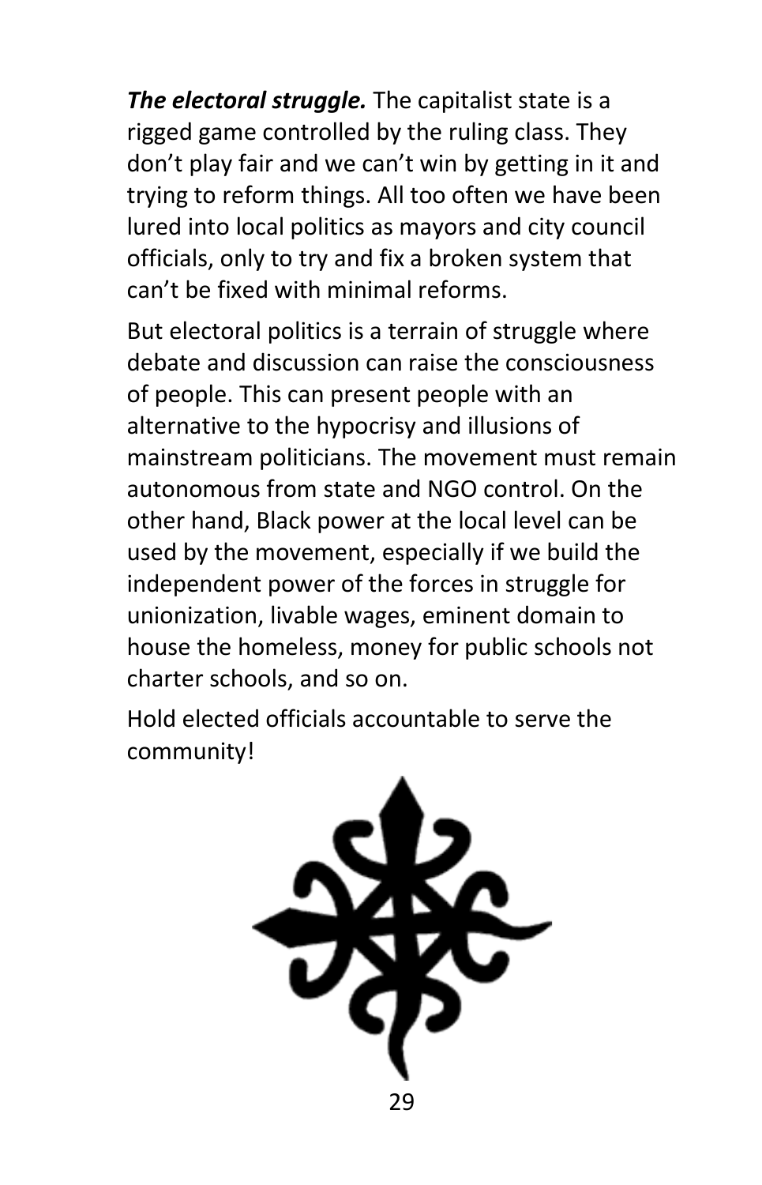***The electoral struggle.*** The capitalist state is a rigged game controlled by the ruling class. They don't play fair and we can't win by getting in it and trying to reform things. All too often we have been lured into local politics as mayors and city council officials, only to try and fix a broken system that can't be fixed with minimal reforms.

But electoral politics is a terrain of struggle where debate and discussion can raise the consciousness of people. This can present people with an alternative to the hypocrisy and illusions of mainstream politicians. The movement must remain autonomous from state and NGO control. On the other hand, Black power at the local level can be used by the movement, especially if we build the independent power of the forces in struggle for unionization, livable wages, eminent domain to house the homeless, money for public schools not charter schools, and so on.

Hold elected officials accountable to serve the community!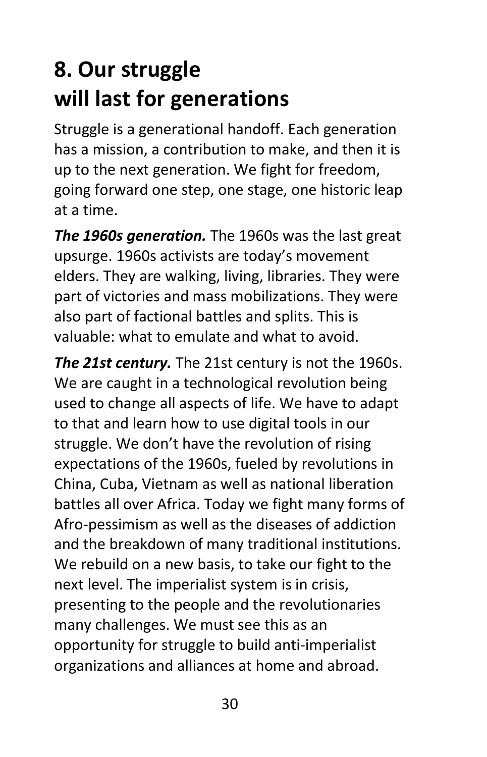# 8. Our struggle will last for generations

Struggle is a generational handoff. Each generation has a mission, a contribution to make, and then it is up to the next generation. We fight for freedom, going forward one step, one stage, one historic leap at a time.

***The 1960s generation.*** The 1960s was the last great upsurge. 1960s activists are today's movement elders. They are walking, living, libraries. They were part of victories and mass mobilizations. They were also part of factional battles and splits. This is valuable: what to emulate and what to avoid.

***The 21st century.*** The 21st century is not the 1960s. We are caught in a technological revolution being used to change all aspects of life. We have to adapt to that and learn how to use digital tools in our struggle. We don't have the revolution of rising expectations of the 1960s, fueled by revolutions in China, Cuba, Vietnam as well as national liberation battles all over Africa. Today we fight many forms of Afro-pessimism as well as the diseases of addiction and the breakdown of many traditional institutions. We rebuild on a new basis, to take our fight to the next level. The imperialist system is in crisis, presenting to the people and the revolutionaries many challenges. We must see this as an opportunity for struggle to build anti-imperialist organizations and alliances at home and abroad.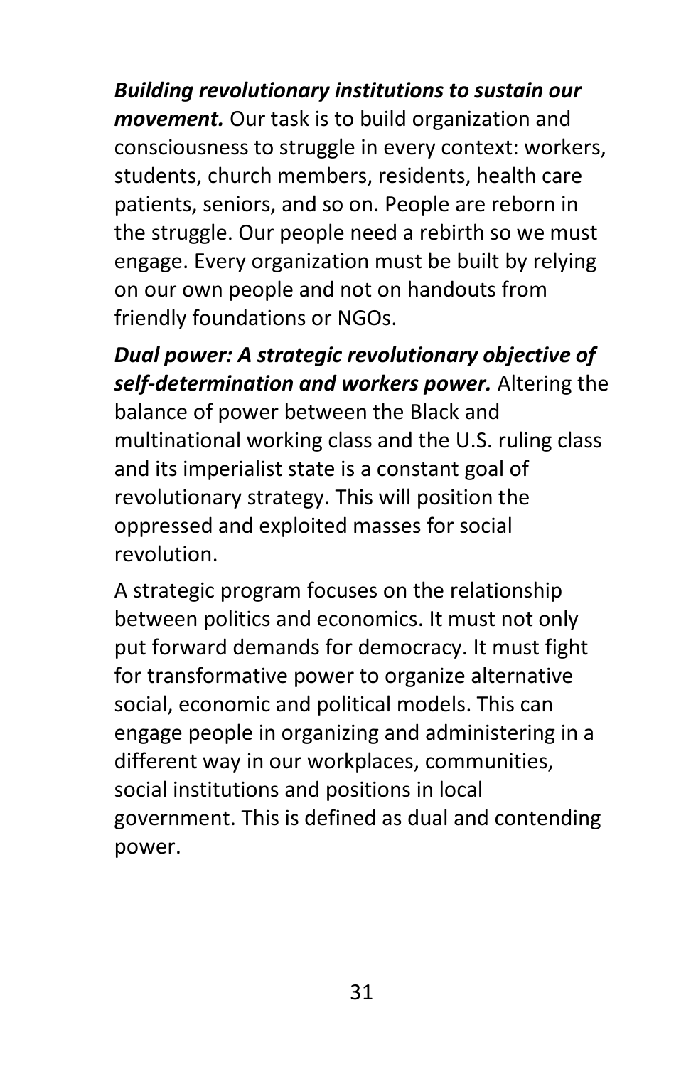***Building revolutionary institutions to sustain our movement.*** Our task is to build organization and consciousness to struggle in every context: workers, students, church members, residents, health care patients, seniors, and so on. People are reborn in the struggle. Our people need a rebirth so we must engage. Every organization must be built by relying on our own people and not on handouts from friendly foundations or NGOs.

***Dual power: A strategic revolutionary objective of self-determination and workers power.*** Altering the balance of power between the Black and multinational working class and the U.S. ruling class and its imperialist state is a constant goal of revolutionary strategy. This will position the oppressed and exploited masses for social revolution.

A strategic program focuses on the relationship between politics and economics. It must not only put forward demands for democracy. It must fight for transformative power to organize alternative social, economic and political models. This can engage people in organizing and administering in a different way in our workplaces, communities, social institutions and positions in local government. This is defined as dual and contending power.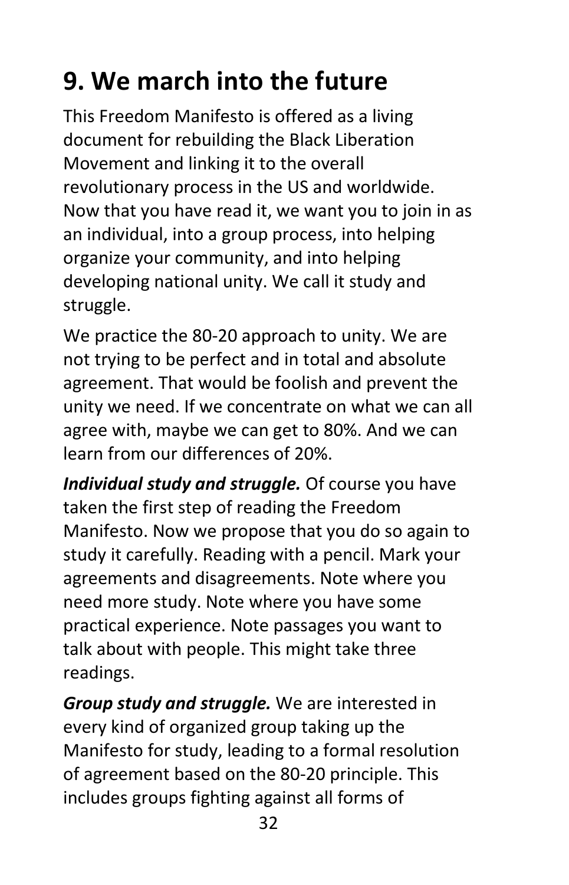## 9. We march into the future

This Freedom Manifesto is offered as a living document for rebuilding the Black Liberation Movement and linking it to the overall revolutionary process in the US and worldwide. Now that you have read it, we want you to join in as an individual, into a group process, into helping organize your community, and into helping developing national unity. We call it study and struggle.

We practice the 80-20 approach to unity. We are not trying to be perfect and in total and absolute agreement. That would be foolish and prevent the unity we need. If we concentrate on what we can all agree with, maybe we can get to 80%. And we can learn from our differences of 20%.

***Individual study and struggle.*** Of course you have taken the first step of reading the Freedom Manifesto. Now we propose that you do so again to study it carefully. Reading with a pencil. Mark your agreements and disagreements. Note where you need more study. Note where you have some practical experience. Note passages you want to talk about with people. This might take three readings.

***Group study and struggle.*** We are interested in every kind of organized group taking up the Manifesto for study, leading to a formal resolution of agreement based on the 80-20 principle. This includes groups fighting against all forms of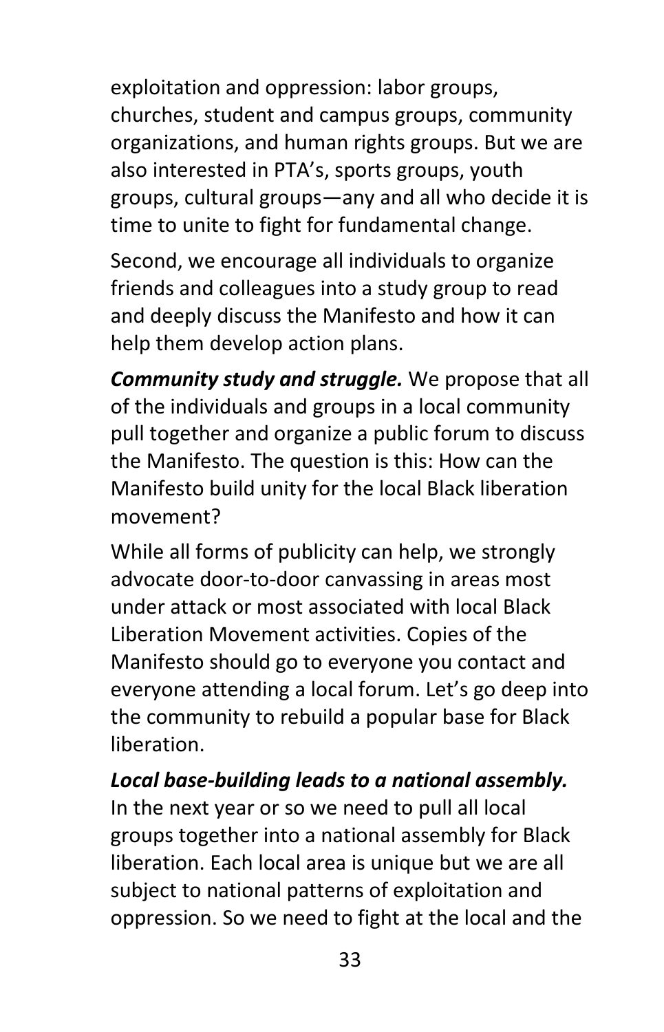exploitation and oppression: labor groups, churches, student and campus groups, community organizations, and human rights groups. But we are also interested in PTA's, sports groups, youth groups, cultural groups—any and all who decide it is time to unite to fight for fundamental change.

Second, we encourage all individuals to organize friends and colleagues into a study group to read and deeply discuss the Manifesto and how it can help them develop action plans.

***Community study and struggle.*** We propose that all of the individuals and groups in a local community pull together and organize a public forum to discuss the Manifesto. The question is this: How can the Manifesto build unity for the local Black liberation movement?

While all forms of publicity can help, we strongly advocate door-to-door canvassing in areas most under attack or most associated with local Black Liberation Movement activities. Copies of the Manifesto should go to everyone you contact and everyone attending a local forum. Let's go deep into the community to rebuild a popular base for Black liberation.

***Local base-building leads to a national assembly.*** In the next year or so we need to pull all local groups together into a national assembly for Black liberation. Each local area is unique but we are all subject to national patterns of exploitation and oppression. So we need to fight at the local and the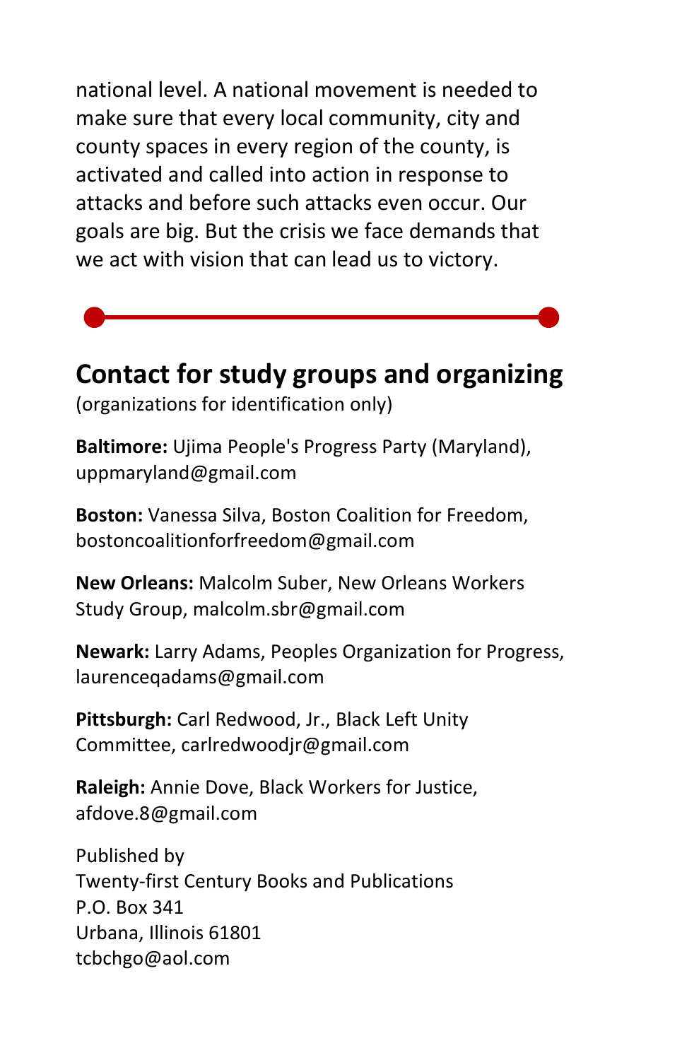national level. A national movement is needed to make sure that every local community, city and county spaces in every region of the county, is activated and called into action in response to attacks and before such attacks even occur. Our goals are big. But the crisis we face demands that we act with vision that can lead us to victory.

---

## Contact for study groups and organizing

(organizations for identification only)

**Baltimore:** Ujima People's Progress Party (Maryland), uppmaryland@gmail.com

**Boston:** Vanessa Silva, Boston Coalition for Freedom, bostoncoalitionforfreedom@gmail.com

**New Orleans:** Malcolm Suber, New Orleans Workers Study Group, malcolm.sbr@gmail.com

**Newark:** Larry Adams, Peoples Organization for Progress, laurenceqadams@gmail.com

**Pittsburgh:** Carl Redwood, Jr., Black Left Unity Committee, carlredwoodjr@gmail.com

**Raleigh:** Annie Dove, Black Workers for Justice, afdove.8@gmail.com

Published by
Twenty-first Century Books and Publications
P.O. Box 341
Urbana, Illinois 61801
tcbchgo@aol.com